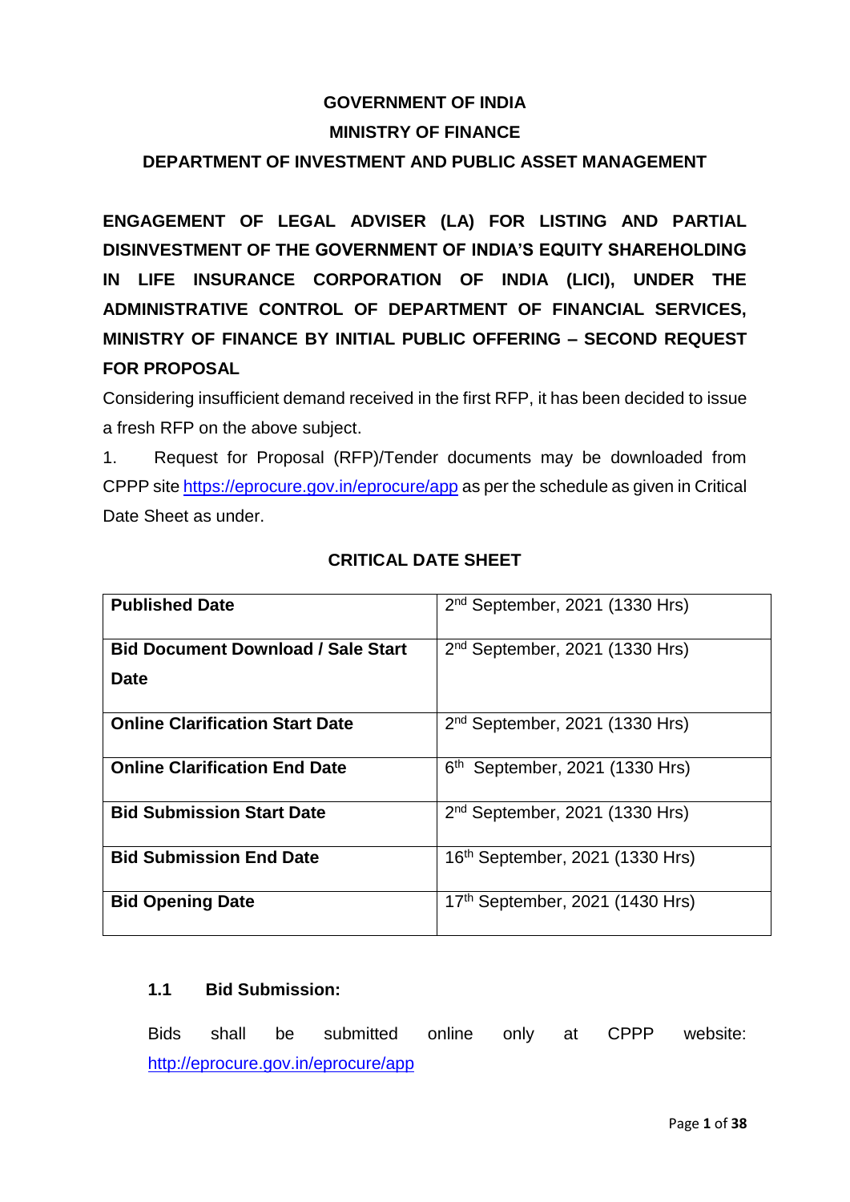**GOVERNMENT OF INDIA**

**MINISTRY OF FINANCE**

**DEPARTMENT OF INVESTMENT AND PUBLIC ASSET MANAGEMENT**

**ENGAGEMENT OF LEGAL ADVISER (LA) FOR LISTING AND PARTIAL DISINVESTMENT OF THE GOVERNMENT OF INDIA'S EQUITY SHAREHOLDING IN LIFE INSURANCE CORPORATION OF INDIA (LICI), UNDER THE ADMINISTRATIVE CONTROL OF DEPARTMENT OF FINANCIAL SERVICES, MINISTRY OF FINANCE BY INITIAL PUBLIC OFFERING – SECOND REQUEST FOR PROPOSAL**

Considering insufficient demand received in the first RFP, it has been decided to issue a fresh RFP on the above subject.

1. Request for Proposal (RFP)/Tender documents may be downloaded from CPPP site https://eprocure.gov.in/eprocure/app as per the schedule as given in Critical Date Sheet as under.

**CRITICAL DATE SHEET**

| | |
|---|---|
| **Published Date** | 2nd September, 2021 (1330 Hrs) |
| **Bid Document Download / Sale Start Date** | 2nd September, 2021 (1330 Hrs) |
| **Online Clarification Start Date** | 2nd September, 2021 (1330 Hrs) |
| **Online Clarification End Date** | 6th September, 2021 (1330 Hrs) |
| **Bid Submission Start Date** | 2nd September, 2021 (1330 Hrs) |
| **Bid Submission End Date** | 16th September, 2021 (1330 Hrs) |
| **Bid Opening Date** | 17th September, 2021 (1430 Hrs) |

### 1.1 Bid Submission:

Bids shall be submitted online only at CPPP website: http://eprocure.gov.in/eprocure/app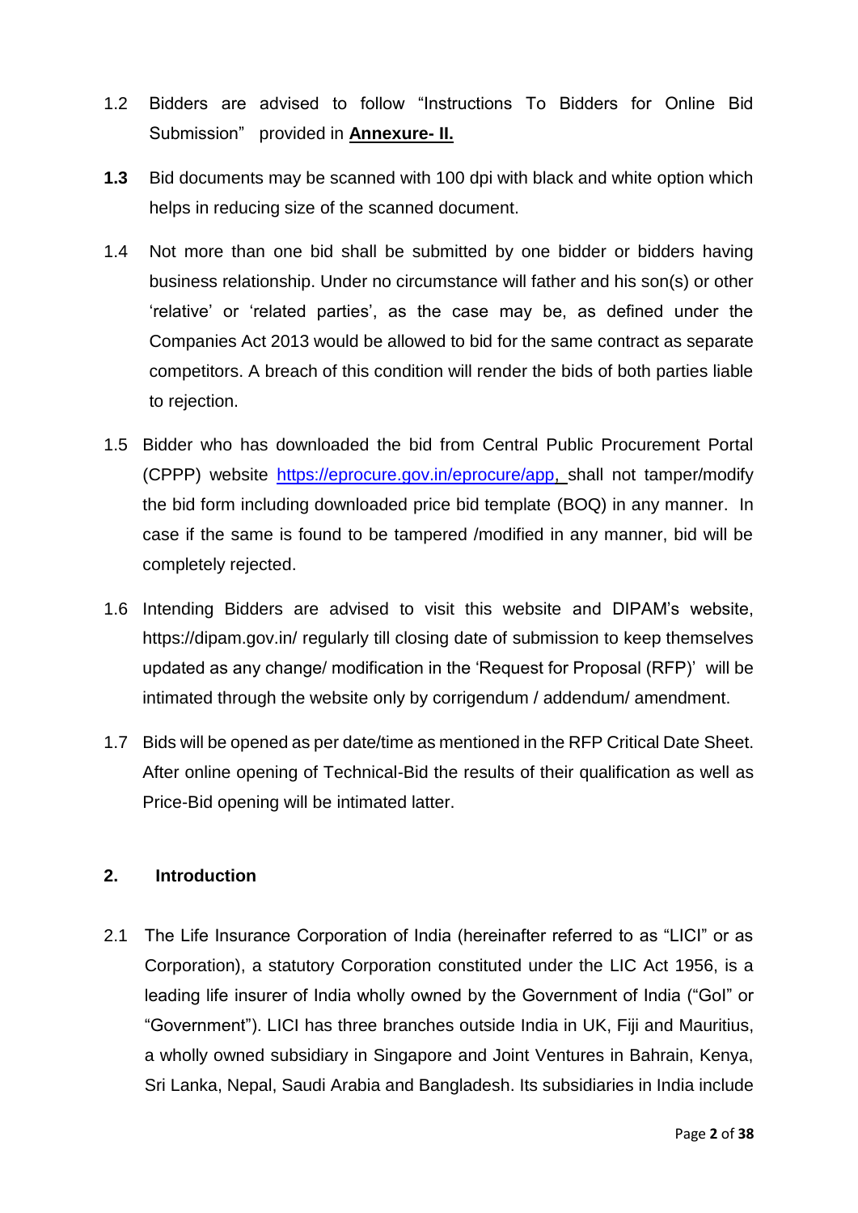1.2 Bidders are advised to follow "Instructions To Bidders for Online Bid Submission" provided in **Annexure- II.**

**1.3** Bid documents may be scanned with 100 dpi with black and white option which helps in reducing size of the scanned document.

1.4 Not more than one bid shall be submitted by one bidder or bidders having business relationship. Under no circumstance will father and his son(s) or other 'relative' or 'related parties', as the case may be, as defined under the Companies Act 2013 would be allowed to bid for the same contract as separate competitors. A breach of this condition will render the bids of both parties liable to rejection.

1.5 Bidder who has downloaded the bid from Central Public Procurement Portal (CPPP) website https://eprocure.gov.in/eprocure/app, shall not tamper/modify the bid form including downloaded price bid template (BOQ) in any manner. In case if the same is found to be tampered /modified in any manner, bid will be completely rejected.

1.6 Intending Bidders are advised to visit this website and DIPAM's website, https://dipam.gov.in/ regularly till closing date of submission to keep themselves updated as any change/ modification in the 'Request for Proposal (RFP)' will be intimated through the website only by corrigendum / addendum/ amendment.

1.7 Bids will be opened as per date/time as mentioned in the RFP Critical Date Sheet. After online opening of Technical-Bid the results of their qualification as well as Price-Bid opening will be intimated latter.

## 2. Introduction

2.1 The Life Insurance Corporation of India (hereinafter referred to as "LICI" or as Corporation), a statutory Corporation constituted under the LIC Act 1956, is a leading life insurer of India wholly owned by the Government of India ("GoI" or "Government"). LICI has three branches outside India in UK, Fiji and Mauritius, a wholly owned subsidiary in Singapore and Joint Ventures in Bahrain, Kenya, Sri Lanka, Nepal, Saudi Arabia and Bangladesh. Its subsidiaries in India include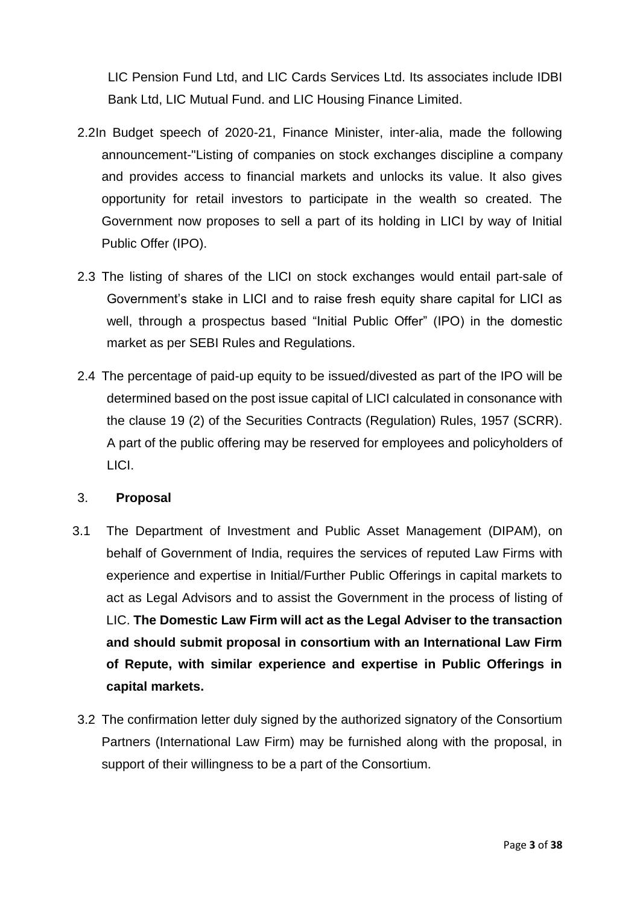LIC Pension Fund Ltd, and LIC Cards Services Ltd. Its associates include IDBI Bank Ltd, LIC Mutual Fund. and LIC Housing Finance Limited.

2.2In Budget speech of 2020-21, Finance Minister, inter-alia, made the following announcement-"Listing of companies on stock exchanges discipline a company and provides access to financial markets and unlocks its value. It also gives opportunity for retail investors to participate in the wealth so created. The Government now proposes to sell a part of its holding in LICI by way of Initial Public Offer (IPO).

2.3 The listing of shares of the LICI on stock exchanges would entail part-sale of Government's stake in LICI and to raise fresh equity share capital for LICI as well, through a prospectus based "Initial Public Offer" (IPO) in the domestic market as per SEBI Rules and Regulations.

2.4 The percentage of paid-up equity to be issued/divested as part of the IPO will be determined based on the post issue capital of LICI calculated in consonance with the clause 19 (2) of the Securities Contracts (Regulation) Rules, 1957 (SCRR). A part of the public offering may be reserved for employees and policyholders of LICI.

## 3. Proposal

3.1 The Department of Investment and Public Asset Management (DIPAM), on behalf of Government of India, requires the services of reputed Law Firms with experience and expertise in Initial/Further Public Offerings in capital markets to act as Legal Advisors and to assist the Government in the process of listing of LIC. **The Domestic Law Firm will act as the Legal Adviser to the transaction and should submit proposal in consortium with an International Law Firm of Repute, with similar experience and expertise in Public Offerings in capital markets.**

3.2 The confirmation letter duly signed by the authorized signatory of the Consortium Partners (International Law Firm) may be furnished along with the proposal, in support of their willingness to be a part of the Consortium.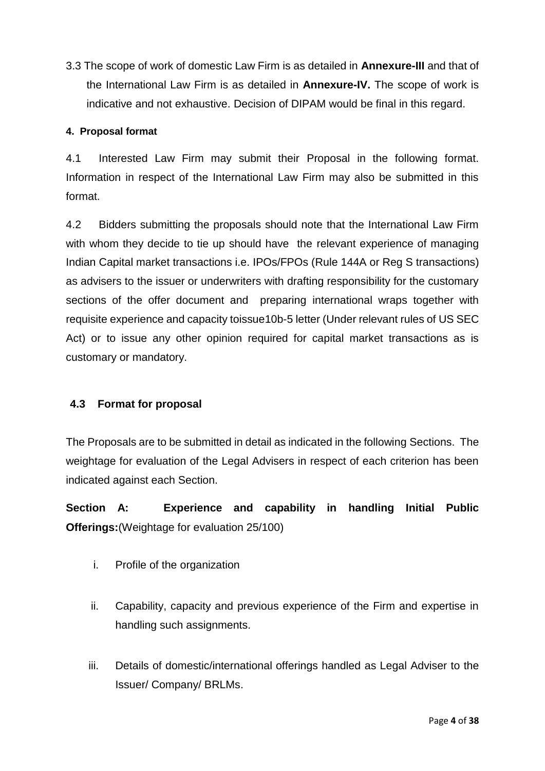3.3 The scope of work of domestic Law Firm is as detailed in **Annexure-III** and that of the International Law Firm is as detailed in **Annexure-IV.** The scope of work is indicative and not exhaustive. Decision of DIPAM would be final in this regard.

#### 4. Proposal format

4.1 Interested Law Firm may submit their Proposal in the following format. Information in respect of the International Law Firm may also be submitted in this format.

4.2 Bidders submitting the proposals should note that the International Law Firm with whom they decide to tie up should have the relevant experience of managing Indian Capital market transactions i.e. IPOs/FPOs (Rule 144A or Reg S transactions) as advisers to the issuer or underwriters with drafting responsibility for the customary sections of the offer document and preparing international wraps together with requisite experience and capacity toissue10b-5 letter (Under relevant rules of US SEC Act) or to issue any other opinion required for capital market transactions as is customary or mandatory.

### 4.3 Format for proposal

The Proposals are to be submitted in detail as indicated in the following Sections. The weightage for evaluation of the Legal Advisers in respect of each criterion has been indicated against each Section.

**Section A: Experience and capability in handling Initial Public Offerings:**(Weightage for evaluation 25/100)

i. Profile of the organization

ii. Capability, capacity and previous experience of the Firm and expertise in handling such assignments.

iii. Details of domestic/international offerings handled as Legal Adviser to the Issuer/ Company/ BRLMs.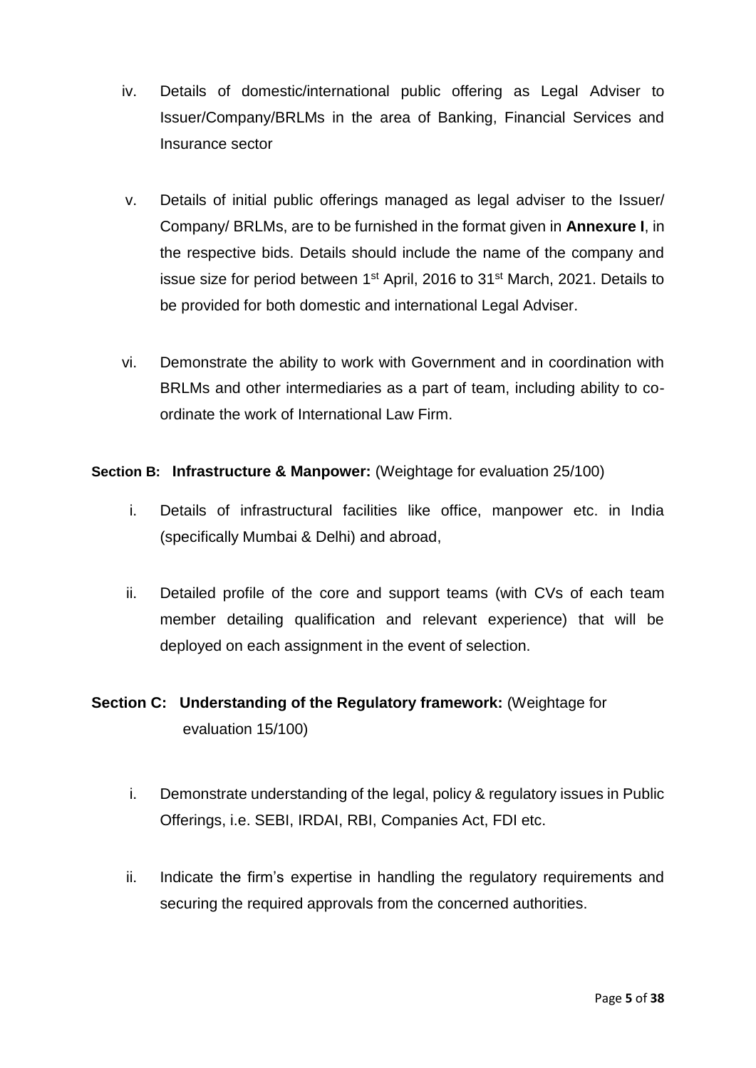iv. Details of domestic/international public offering as Legal Adviser to Issuer/Company/BRLMs in the area of Banking, Financial Services and Insurance sector

v. Details of initial public offerings managed as legal adviser to the Issuer/ Company/ BRLMs, are to be furnished in the format given in **Annexure I**, in the respective bids. Details should include the name of the company and issue size for period between 1st April, 2016 to 31st March, 2021. Details to be provided for both domestic and international Legal Adviser.

vi. Demonstrate the ability to work with Government and in coordination with BRLMs and other intermediaries as a part of team, including ability to co-ordinate the work of International Law Firm.

**Section B: Infrastructure & Manpower:** (Weightage for evaluation 25/100)

i. Details of infrastructural facilities like office, manpower etc. in India (specifically Mumbai & Delhi) and abroad,

ii. Detailed profile of the core and support teams (with CVs of each team member detailing qualification and relevant experience) that will be deployed on each assignment in the event of selection.

**Section C: Understanding of the Regulatory framework:** (Weightage for evaluation 15/100)

i. Demonstrate understanding of the legal, policy & regulatory issues in Public Offerings, i.e. SEBI, IRDAI, RBI, Companies Act, FDI etc.

ii. Indicate the firm's expertise in handling the regulatory requirements and securing the required approvals from the concerned authorities.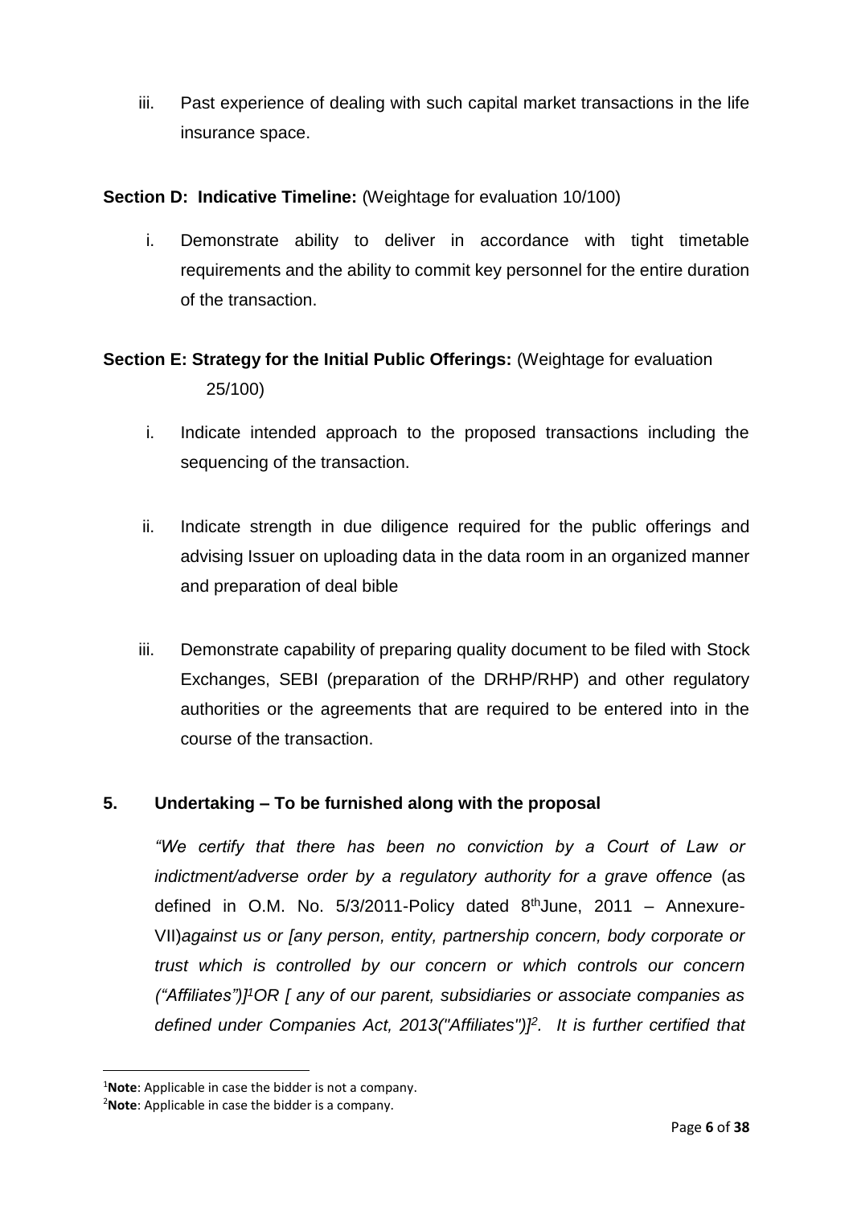iii. Past experience of dealing with such capital market transactions in the life insurance space.

**Section D: Indicative Timeline:** (Weightage for evaluation 10/100)

i. Demonstrate ability to deliver in accordance with tight timetable requirements and the ability to commit key personnel for the entire duration of the transaction.

**Section E: Strategy for the Initial Public Offerings:** (Weightage for evaluation 25/100)

i. Indicate intended approach to the proposed transactions including the sequencing of the transaction.

ii. Indicate strength in due diligence required for the public offerings and advising Issuer on uploading data in the data room in an organized manner and preparation of deal bible

iii. Demonstrate capability of preparing quality document to be filed with Stock Exchanges, SEBI (preparation of the DRHP/RHP) and other regulatory authorities or the agreements that are required to be entered into in the course of the transaction.

## 5. Undertaking – To be furnished along with the proposal

*"We certify that there has been no conviction by a Court of Law or indictment/adverse order by a regulatory authority for a grave offence* (as defined in O.M. No. 5/3/2011-Policy dated 8th June, 2011 – Annexure-VII)*against us or [any person, entity, partnership concern, body corporate or trust which is controlled by our concern or which controls our concern ("Affiliates")][1]OR [ any of our parent, subsidiaries or associate companies as defined under Companies Act, 2013("Affiliates")][2]. It is further certified that*

---

[1]**Note**: Applicable in case the bidder is not a company.

[2]**Note**: Applicable in case the bidder is a company.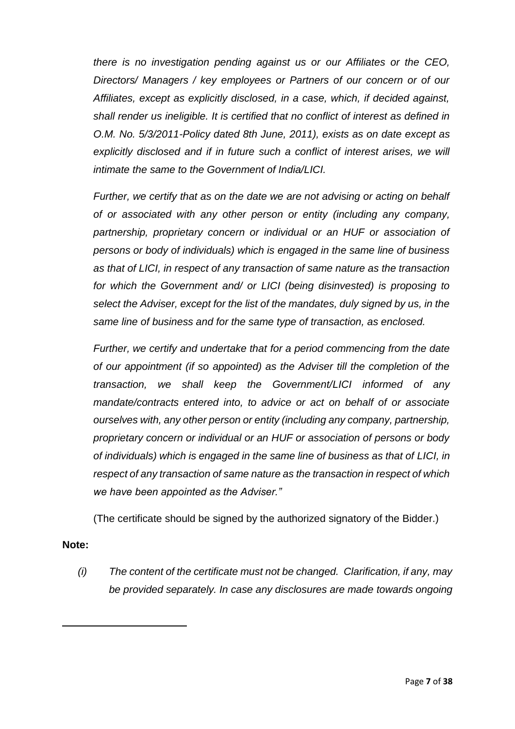*there is no investigation pending against us or our Affiliates or the CEO, Directors/ Managers / key employees or Partners of our concern or of our Affiliates, except as explicitly disclosed, in a case, which, if decided against, shall render us ineligible. It is certified that no conflict of interest as defined in O.M. No. 5/3/2011-Policy dated 8th June, 2011), exists as on date except as explicitly disclosed and if in future such a conflict of interest arises, we will intimate the same to the Government of India/LICI.*

*Further, we certify that as on the date we are not advising or acting on behalf of or associated with any other person or entity (including any company, partnership, proprietary concern or individual or an HUF or association of persons or body of individuals) which is engaged in the same line of business as that of LICI, in respect of any transaction of same nature as the transaction for which the Government and/ or LICI (being disinvested) is proposing to select the Adviser, except for the list of the mandates, duly signed by us, in the same line of business and for the same type of transaction, as enclosed.*

*Further, we certify and undertake that for a period commencing from the date of our appointment (if so appointed) as the Adviser till the completion of the transaction, we shall keep the Government/LICI informed of any mandate/contracts entered into, to advice or act on behalf of or associate ourselves with, any other person or entity (including any company, partnership, proprietary concern or individual or an HUF or association of persons or body of individuals) which is engaged in the same line of business as that of LICI, in respect of any transaction of same nature as the transaction in respect of which we have been appointed as the Adviser."*

(The certificate should be signed by the authorized signatory of the Bidder.)

**Note:**

*(i) The content of the certificate must not be changed. Clarification, if any, may be provided separately. In case any disclosures are made towards ongoing*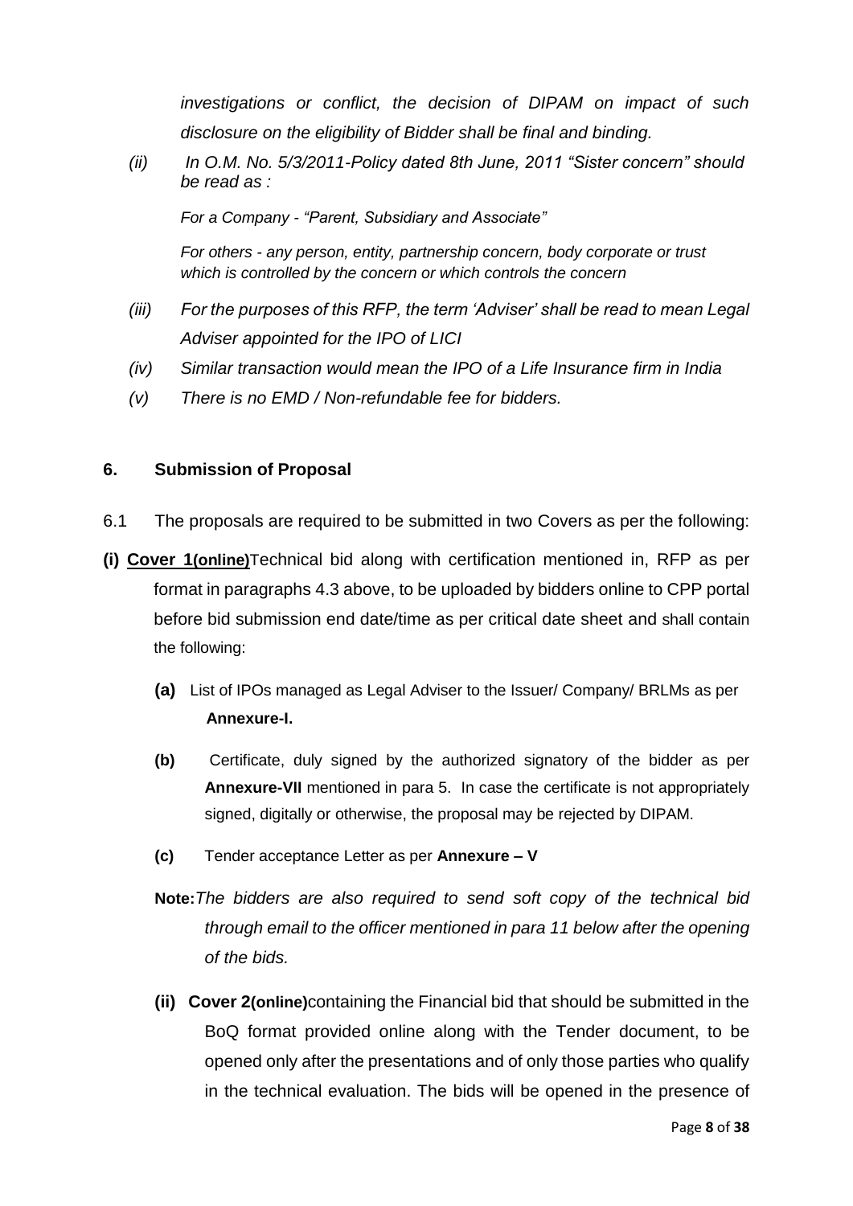*investigations or conflict, the decision of DIPAM on impact of such disclosure on the eligibility of Bidder shall be final and binding.*

*(ii) In O.M. No. 5/3/2011-Policy dated 8th June, 2011 "Sister concern" should be read as :*

*For a Company - "Parent, Subsidiary and Associate"*

*For others - any person, entity, partnership concern, body corporate or trust which is controlled by the concern or which controls the concern*

*(iii) For the purposes of this RFP, the term 'Adviser' shall be read to mean Legal Adviser appointed for the IPO of LICI*

*(iv) Similar transaction would mean the IPO of a Life Insurance firm in India*

*(v) There is no EMD / Non-refundable fee for bidders.*

## 6. Submission of Proposal

6.1 The proposals are required to be submitted in two Covers as per the following:

**(i) Cover 1(online)** Technical bid along with certification mentioned in, RFP as per format in paragraphs 4.3 above, to be uploaded by bidders online to CPP portal before bid submission end date/time as per critical date sheet and shall contain the following:

**(a)** List of IPOs managed as Legal Adviser to the Issuer/ Company/ BRLMs as per **Annexure-I.**

**(b)** Certificate, duly signed by the authorized signatory of the bidder as per **Annexure-VII** mentioned in para 5. In case the certificate is not appropriately signed, digitally or otherwise, the proposal may be rejected by DIPAM.

**(c)** Tender acceptance Letter as per **Annexure – V**

**Note:** *The bidders are also required to send soft copy of the technical bid through email to the officer mentioned in para 11 below after the opening of the bids.*

**(ii) Cover 2(online)** containing the Financial bid that should be submitted in the BoQ format provided online along with the Tender document, to be opened only after the presentations and of only those parties who qualify in the technical evaluation. The bids will be opened in the presence of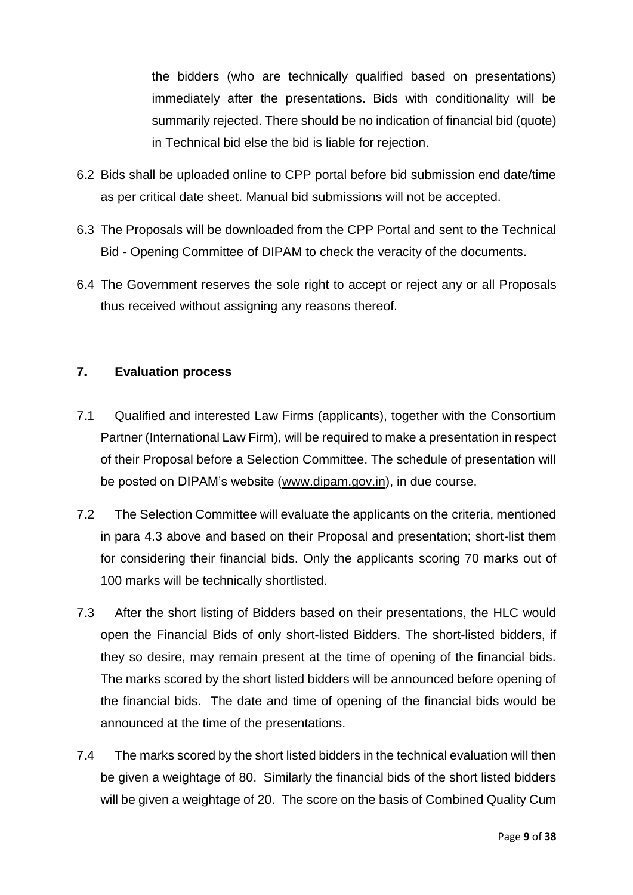the bidders (who are technically qualified based on presentations) immediately after the presentations. Bids with conditionality will be summarily rejected. There should be no indication of financial bid (quote) in Technical bid else the bid is liable for rejection.

6.2 Bids shall be uploaded online to CPP portal before bid submission end date/time as per critical date sheet. Manual bid submissions will not be accepted.

6.3 The Proposals will be downloaded from the CPP Portal and sent to the Technical Bid - Opening Committee of DIPAM to check the veracity of the documents.

6.4 The Government reserves the sole right to accept or reject any or all Proposals thus received without assigning any reasons thereof.

## 7. Evaluation process

7.1 Qualified and interested Law Firms (applicants), together with the Consortium Partner (International Law Firm), will be required to make a presentation in respect of their Proposal before a Selection Committee. The schedule of presentation will be posted on DIPAM's website (www.dipam.gov.in), in due course.

7.2 The Selection Committee will evaluate the applicants on the criteria, mentioned in para 4.3 above and based on their Proposal and presentation; short-list them for considering their financial bids. Only the applicants scoring 70 marks out of 100 marks will be technically shortlisted.

7.3 After the short listing of Bidders based on their presentations, the HLC would open the Financial Bids of only short-listed Bidders. The short-listed bidders, if they so desire, may remain present at the time of opening of the financial bids. The marks scored by the short listed bidders will be announced before opening of the financial bids. The date and time of opening of the financial bids would be announced at the time of the presentations.

7.4 The marks scored by the short listed bidders in the technical evaluation will then be given a weightage of 80. Similarly the financial bids of the short listed bidders will be given a weightage of 20. The score on the basis of Combined Quality Cum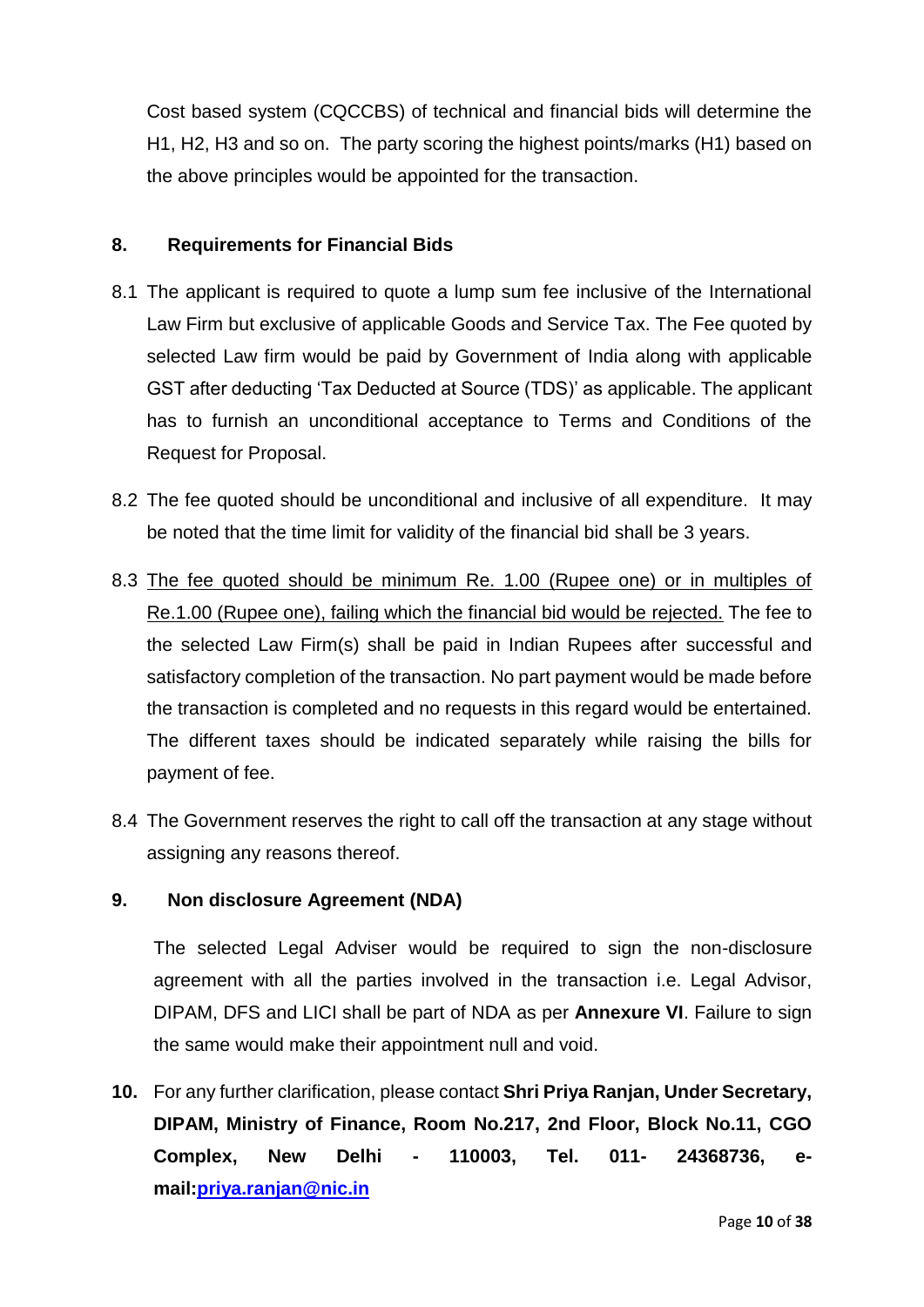Cost based system (CQCCBS) of technical and financial bids will determine the H1, H2, H3 and so on. The party scoring the highest points/marks (H1) based on the above principles would be appointed for the transaction.

## 8. Requirements for Financial Bids

8.1 The applicant is required to quote a lump sum fee inclusive of the International Law Firm but exclusive of applicable Goods and Service Tax. The Fee quoted by selected Law firm would be paid by Government of India along with applicable GST after deducting 'Tax Deducted at Source (TDS)' as applicable. The applicant has to furnish an unconditional acceptance to Terms and Conditions of the Request for Proposal.

8.2 The fee quoted should be unconditional and inclusive of all expenditure. It may be noted that the time limit for validity of the financial bid shall be 3 years.

8.3 <u>The fee quoted should be minimum Re. 1.00 (Rupee one) or in multiples of Re.1.00 (Rupee one), failing which the financial bid would be rejected.</u> The fee to the selected Law Firm(s) shall be paid in Indian Rupees after successful and satisfactory completion of the transaction. No part payment would be made before the transaction is completed and no requests in this regard would be entertained. The different taxes should be indicated separately while raising the bills for payment of fee.

8.4 The Government reserves the right to call off the transaction at any stage without assigning any reasons thereof.

## 9. Non disclosure Agreement (NDA)

The selected Legal Adviser would be required to sign the non-disclosure agreement with all the parties involved in the transaction i.e. Legal Advisor, DIPAM, DFS and LICI shall be part of NDA as per **Annexure VI**. Failure to sign the same would make their appointment null and void.

**10.** For any further clarification, please contact **Shri Priya Ranjan, Under Secretary, DIPAM, Ministry of Finance, Room No.217, 2nd Floor, Block No.11, CGO Complex, New Delhi - 110003, Tel. 011- 24368736, e-mail:priya.ranjan@nic.in**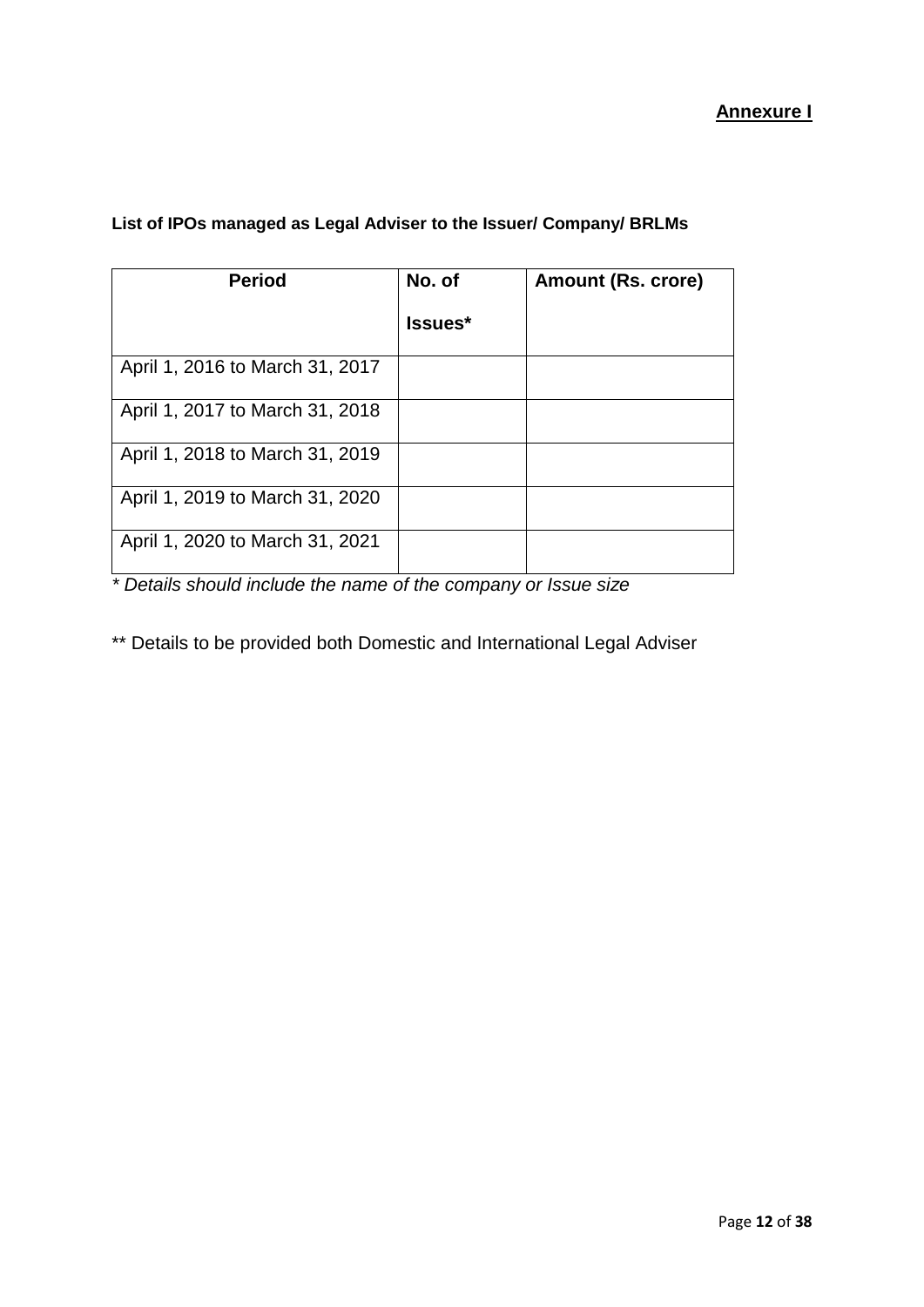**Annexure I**

**List of IPOs managed as Legal Adviser to the Issuer/ Company/ BRLMs**

| **Period** | **No. of Issues*** | **Amount (Rs. crore)** |
|---|---|---|
| April 1, 2016 to March 31, 2017 | | |
| April 1, 2017 to March 31, 2018 | | |
| April 1, 2018 to March 31, 2019 | | |
| April 1, 2019 to March 31, 2020 | | |
| April 1, 2020 to March 31, 2021 | | |

*\* Details should include the name of the company or Issue size*

** Details to be provided both Domestic and International Legal Adviser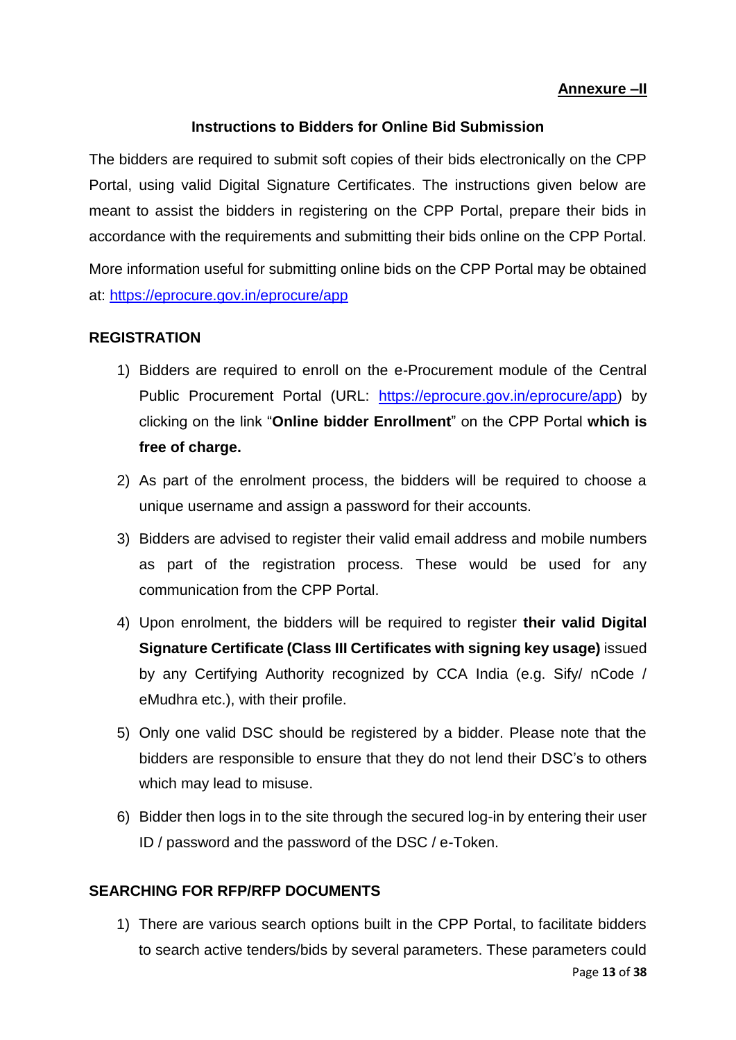**Annexure –II**

## Instructions to Bidders for Online Bid Submission

The bidders are required to submit soft copies of their bids electronically on the CPP Portal, using valid Digital Signature Certificates. The instructions given below are meant to assist the bidders in registering on the CPP Portal, prepare their bids in accordance with the requirements and submitting their bids online on the CPP Portal.

More information useful for submitting online bids on the CPP Portal may be obtained at: https://eprocure.gov.in/eprocure/app

### REGISTRATION

1) Bidders are required to enroll on the e-Procurement module of the Central Public Procurement Portal (URL: https://eprocure.gov.in/eprocure/app) by clicking on the link "**Online bidder Enrollment**" on the CPP Portal **which is free of charge.**
2) As part of the enrolment process, the bidders will be required to choose a unique username and assign a password for their accounts.
3) Bidders are advised to register their valid email address and mobile numbers as part of the registration process. These would be used for any communication from the CPP Portal.
4) Upon enrolment, the bidders will be required to register **their valid Digital Signature Certificate (Class III Certificates with signing key usage)** issued by any Certifying Authority recognized by CCA India (e.g. Sify/ nCode / eMudhra etc.), with their profile.
5) Only one valid DSC should be registered by a bidder. Please note that the bidders are responsible to ensure that they do not lend their DSC's to others which may lead to misuse.
6) Bidder then logs in to the site through the secured log-in by entering their user ID / password and the password of the DSC / e-Token.

### SEARCHING FOR RFP/RFP DOCUMENTS

1) There are various search options built in the CPP Portal, to facilitate bidders to search active tenders/bids by several parameters. These parameters could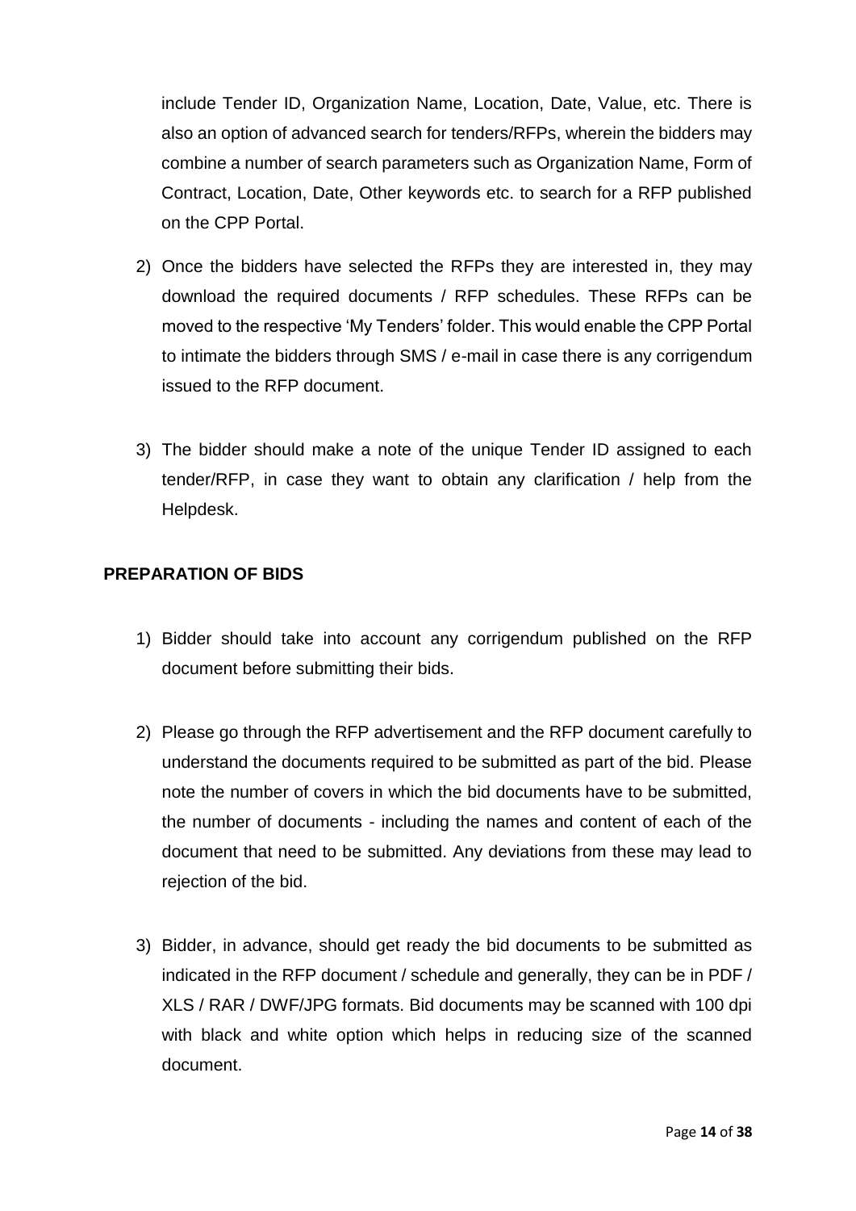include Tender ID, Organization Name, Location, Date, Value, etc. There is also an option of advanced search for tenders/RFPs, wherein the bidders may combine a number of search parameters such as Organization Name, Form of Contract, Location, Date, Other keywords etc. to search for a RFP published on the CPP Portal.

2) Once the bidders have selected the RFPs they are interested in, they may download the required documents / RFP schedules. These RFPs can be moved to the respective 'My Tenders' folder. This would enable the CPP Portal to intimate the bidders through SMS / e-mail in case there is any corrigendum issued to the RFP document.

3) The bidder should make a note of the unique Tender ID assigned to each tender/RFP, in case they want to obtain any clarification / help from the Helpdesk.

**PREPARATION OF BIDS**

1) Bidder should take into account any corrigendum published on the RFP document before submitting their bids.

2) Please go through the RFP advertisement and the RFP document carefully to understand the documents required to be submitted as part of the bid. Please note the number of covers in which the bid documents have to be submitted, the number of documents - including the names and content of each of the document that need to be submitted. Any deviations from these may lead to rejection of the bid.

3) Bidder, in advance, should get ready the bid documents to be submitted as indicated in the RFP document / schedule and generally, they can be in PDF / XLS / RAR / DWF/JPG formats. Bid documents may be scanned with 100 dpi with black and white option which helps in reducing size of the scanned document.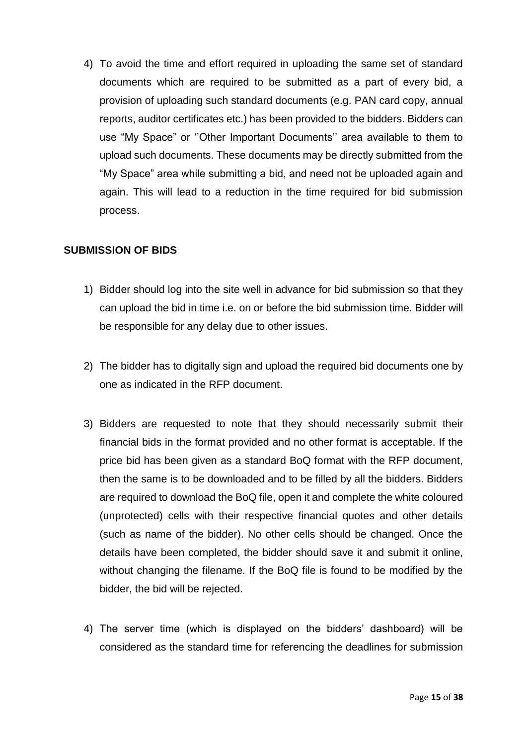4) To avoid the time and effort required in uploading the same set of standard documents which are required to be submitted as a part of every bid, a provision of uploading such standard documents (e.g. PAN card copy, annual reports, auditor certificates etc.) has been provided to the bidders. Bidders can use "My Space" or ''Other Important Documents'' area available to them to upload such documents. These documents may be directly submitted from the "My Space" area while submitting a bid, and need not be uploaded again and again. This will lead to a reduction in the time required for bid submission process.

**SUBMISSION OF BIDS**

1) Bidder should log into the site well in advance for bid submission so that they can upload the bid in time i.e. on or before the bid submission time. Bidder will be responsible for any delay due to other issues.

2) The bidder has to digitally sign and upload the required bid documents one by one as indicated in the RFP document.

3) Bidders are requested to note that they should necessarily submit their financial bids in the format provided and no other format is acceptable. If the price bid has been given as a standard BoQ format with the RFP document, then the same is to be downloaded and to be filled by all the bidders. Bidders are required to download the BoQ file, open it and complete the white coloured (unprotected) cells with their respective financial quotes and other details (such as name of the bidder). No other cells should be changed. Once the details have been completed, the bidder should save it and submit it online, without changing the filename. If the BoQ file is found to be modified by the bidder, the bid will be rejected.

4) The server time (which is displayed on the bidders' dashboard) will be considered as the standard time for referencing the deadlines for submission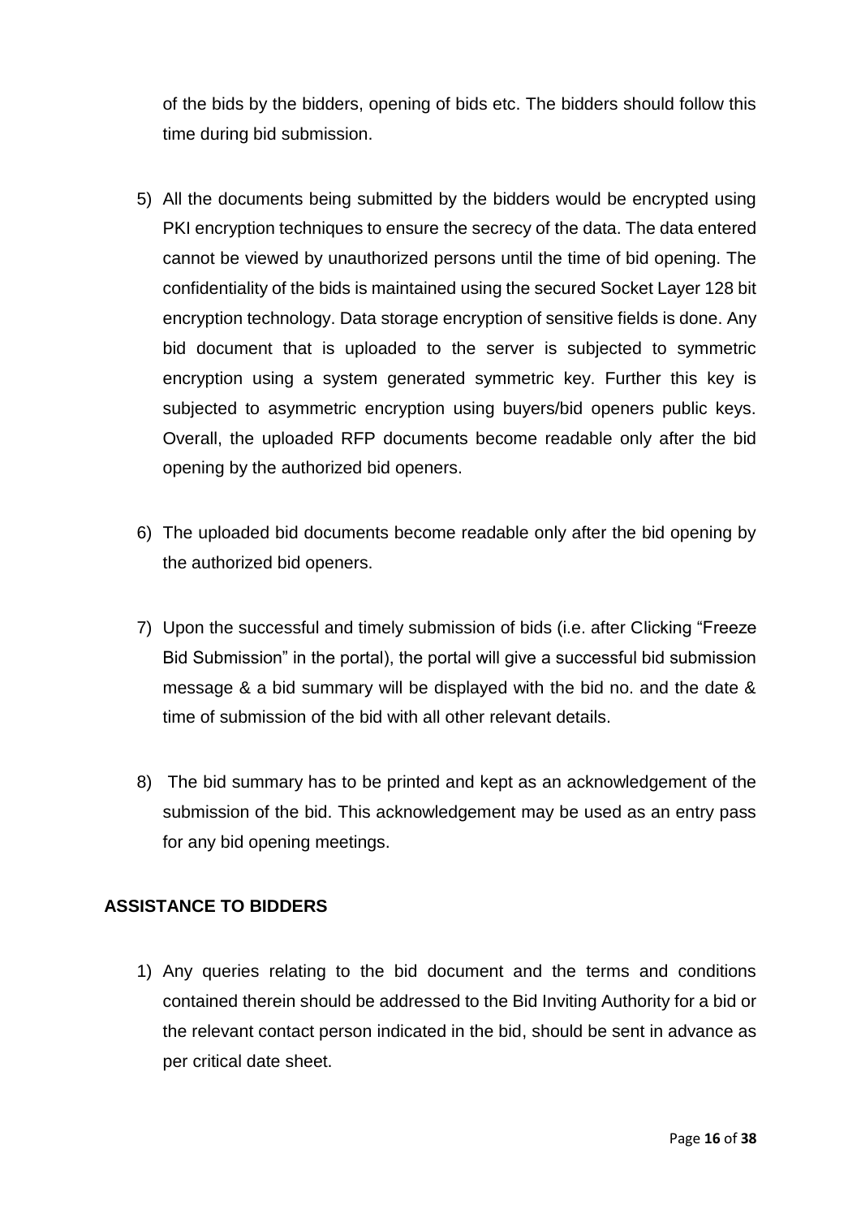of the bids by the bidders, opening of bids etc. The bidders should follow this time during bid submission.

5) All the documents being submitted by the bidders would be encrypted using PKI encryption techniques to ensure the secrecy of the data. The data entered cannot be viewed by unauthorized persons until the time of bid opening. The confidentiality of the bids is maintained using the secured Socket Layer 128 bit encryption technology. Data storage encryption of sensitive fields is done. Any bid document that is uploaded to the server is subjected to symmetric encryption using a system generated symmetric key. Further this key is subjected to asymmetric encryption using buyers/bid openers public keys. Overall, the uploaded RFP documents become readable only after the bid opening by the authorized bid openers.

6) The uploaded bid documents become readable only after the bid opening by the authorized bid openers.

7) Upon the successful and timely submission of bids (i.e. after Clicking "Freeze Bid Submission" in the portal), the portal will give a successful bid submission message & a bid summary will be displayed with the bid no. and the date & time of submission of the bid with all other relevant details.

8) The bid summary has to be printed and kept as an acknowledgement of the submission of the bid. This acknowledgement may be used as an entry pass for any bid opening meetings.

**ASSISTANCE TO BIDDERS**

1) Any queries relating to the bid document and the terms and conditions contained therein should be addressed to the Bid Inviting Authority for a bid or the relevant contact person indicated in the bid, should be sent in advance as per critical date sheet.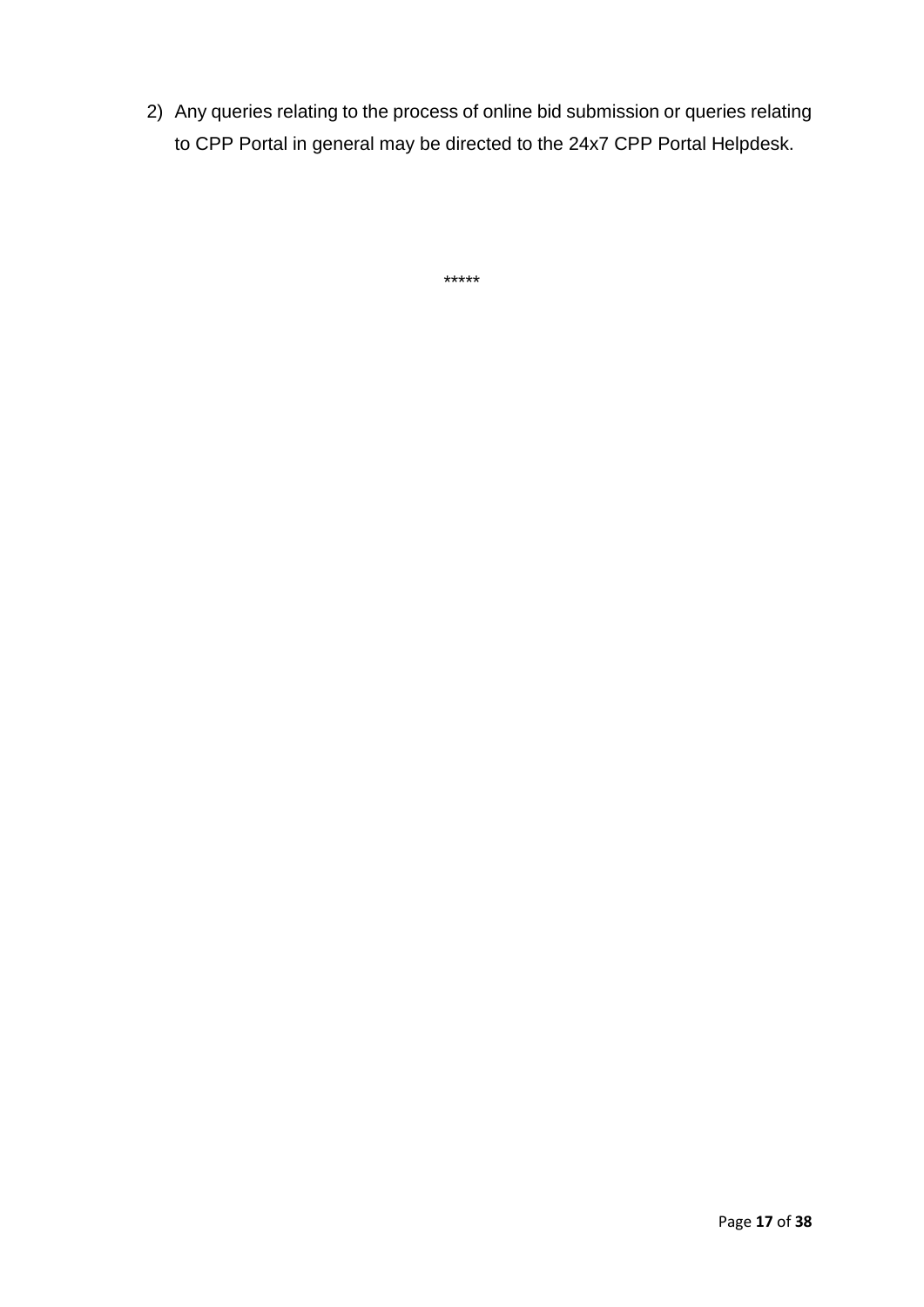2) Any queries relating to the process of online bid submission or queries relating to CPP Portal in general may be directed to the 24x7 CPP Portal Helpdesk.

*****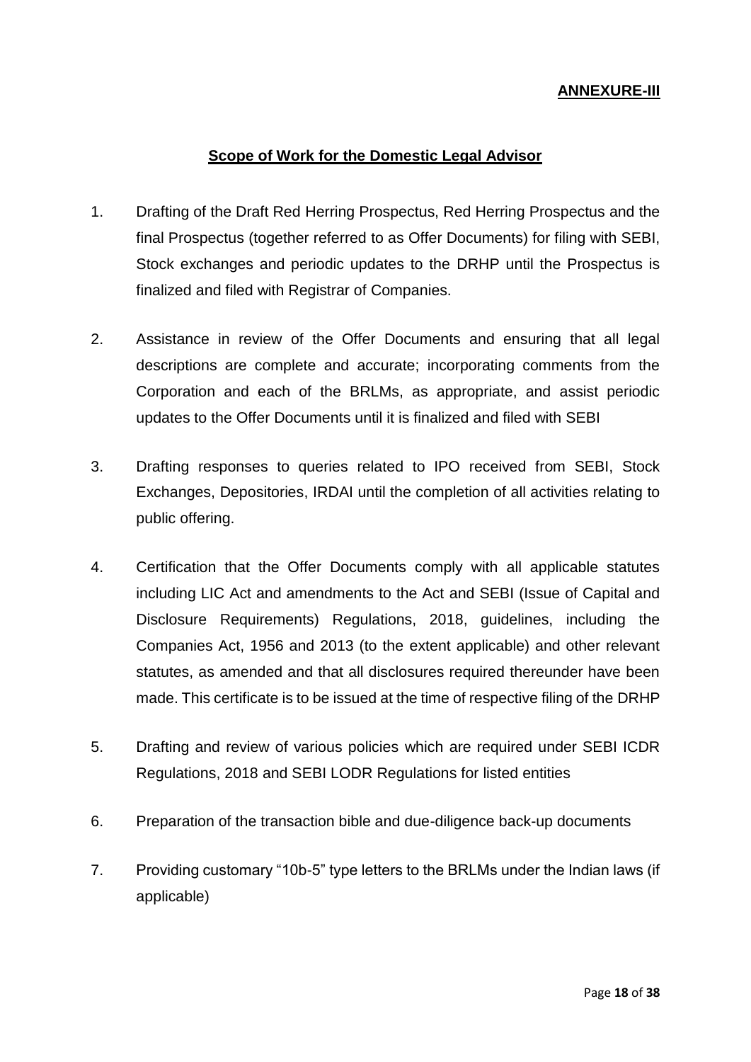**ANNEXURE-III**

## Scope of Work for the Domestic Legal Advisor

1. Drafting of the Draft Red Herring Prospectus, Red Herring Prospectus and the final Prospectus (together referred to as Offer Documents) for filing with SEBI, Stock exchanges and periodic updates to the DRHP until the Prospectus is finalized and filed with Registrar of Companies.

2. Assistance in review of the Offer Documents and ensuring that all legal descriptions are complete and accurate; incorporating comments from the Corporation and each of the BRLMs, as appropriate, and assist periodic updates to the Offer Documents until it is finalized and filed with SEBI

3. Drafting responses to queries related to IPO received from SEBI, Stock Exchanges, Depositories, IRDAI until the completion of all activities relating to public offering.

4. Certification that the Offer Documents comply with all applicable statutes including LIC Act and amendments to the Act and SEBI (Issue of Capital and Disclosure Requirements) Regulations, 2018, guidelines, including the Companies Act, 1956 and 2013 (to the extent applicable) and other relevant statutes, as amended and that all disclosures required thereunder have been made. This certificate is to be issued at the time of respective filing of the DRHP

5. Drafting and review of various policies which are required under SEBI ICDR Regulations, 2018 and SEBI LODR Regulations for listed entities

6. Preparation of the transaction bible and due-diligence back-up documents

7. Providing customary "10b-5" type letters to the BRLMs under the Indian laws (if applicable)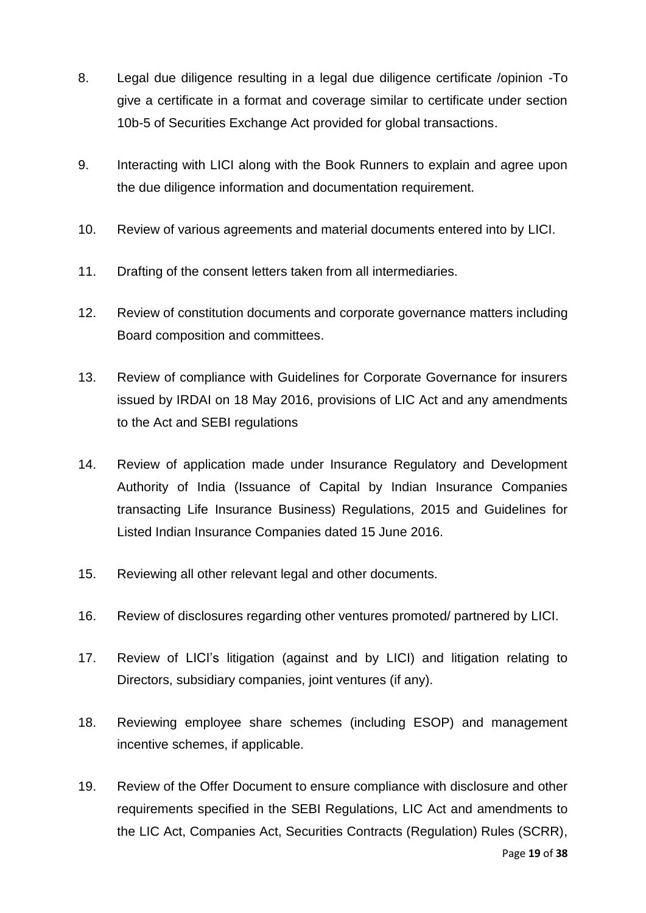8. Legal due diligence resulting in a legal due diligence certificate /opinion -To give a certificate in a format and coverage similar to certificate under section 10b-5 of Securities Exchange Act provided for global transactions.

9. Interacting with LICI along with the Book Runners to explain and agree upon the due diligence information and documentation requirement.

10. Review of various agreements and material documents entered into by LICI.

11. Drafting of the consent letters taken from all intermediaries.

12. Review of constitution documents and corporate governance matters including Board composition and committees.

13. Review of compliance with Guidelines for Corporate Governance for insurers issued by IRDAI on 18 May 2016, provisions of LIC Act and any amendments to the Act and SEBI regulations

14. Review of application made under Insurance Regulatory and Development Authority of India (Issuance of Capital by Indian Insurance Companies transacting Life Insurance Business) Regulations, 2015 and Guidelines for Listed Indian Insurance Companies dated 15 June 2016.

15. Reviewing all other relevant legal and other documents.

16. Review of disclosures regarding other ventures promoted/ partnered by LICI.

17. Review of LICI's litigation (against and by LICI) and litigation relating to Directors, subsidiary companies, joint ventures (if any).

18. Reviewing employee share schemes (including ESOP) and management incentive schemes, if applicable.

19. Review of the Offer Document to ensure compliance with disclosure and other requirements specified in the SEBI Regulations, LIC Act and amendments to the LIC Act, Companies Act, Securities Contracts (Regulation) Rules (SCRR),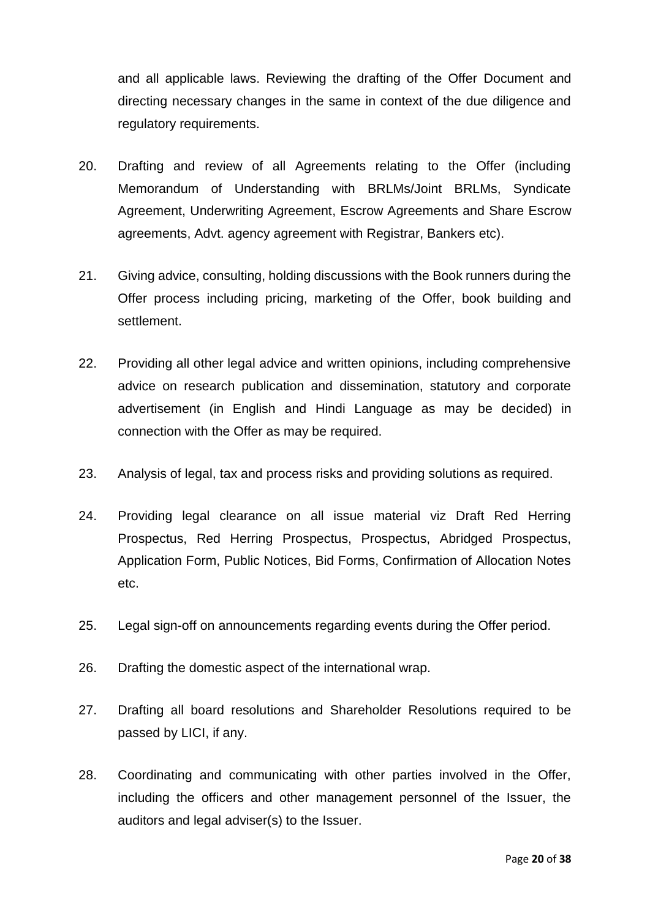and all applicable laws. Reviewing the drafting of the Offer Document and directing necessary changes in the same in context of the due diligence and regulatory requirements.

20. Drafting and review of all Agreements relating to the Offer (including Memorandum of Understanding with BRLMs/Joint BRLMs, Syndicate Agreement, Underwriting Agreement, Escrow Agreements and Share Escrow agreements, Advt. agency agreement with Registrar, Bankers etc).

21. Giving advice, consulting, holding discussions with the Book runners during the Offer process including pricing, marketing of the Offer, book building and settlement.

22. Providing all other legal advice and written opinions, including comprehensive advice on research publication and dissemination, statutory and corporate advertisement (in English and Hindi Language as may be decided) in connection with the Offer as may be required.

23. Analysis of legal, tax and process risks and providing solutions as required.

24. Providing legal clearance on all issue material viz Draft Red Herring Prospectus, Red Herring Prospectus, Prospectus, Abridged Prospectus, Application Form, Public Notices, Bid Forms, Confirmation of Allocation Notes etc.

25. Legal sign-off on announcements regarding events during the Offer period.

26. Drafting the domestic aspect of the international wrap.

27. Drafting all board resolutions and Shareholder Resolutions required to be passed by LICI, if any.

28. Coordinating and communicating with other parties involved in the Offer, including the officers and other management personnel of the Issuer, the auditors and legal adviser(s) to the Issuer.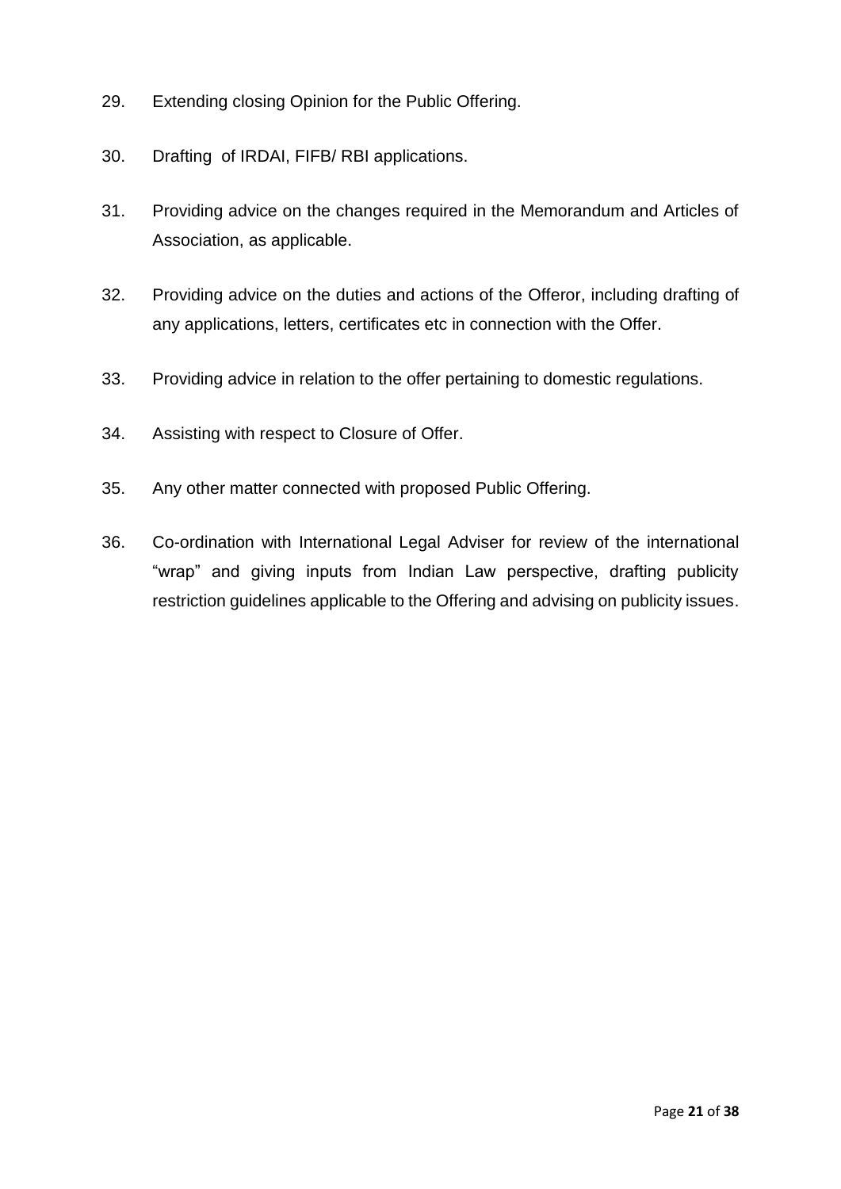29. Extending closing Opinion for the Public Offering.

30. Drafting of IRDAI, FIFB/ RBI applications.

31. Providing advice on the changes required in the Memorandum and Articles of Association, as applicable.

32. Providing advice on the duties and actions of the Offeror, including drafting of any applications, letters, certificates etc in connection with the Offer.

33. Providing advice in relation to the offer pertaining to domestic regulations.

34. Assisting with respect to Closure of Offer.

35. Any other matter connected with proposed Public Offering.

36. Co-ordination with International Legal Adviser for review of the international "wrap" and giving inputs from Indian Law perspective, drafting publicity restriction guidelines applicable to the Offering and advising on publicity issues.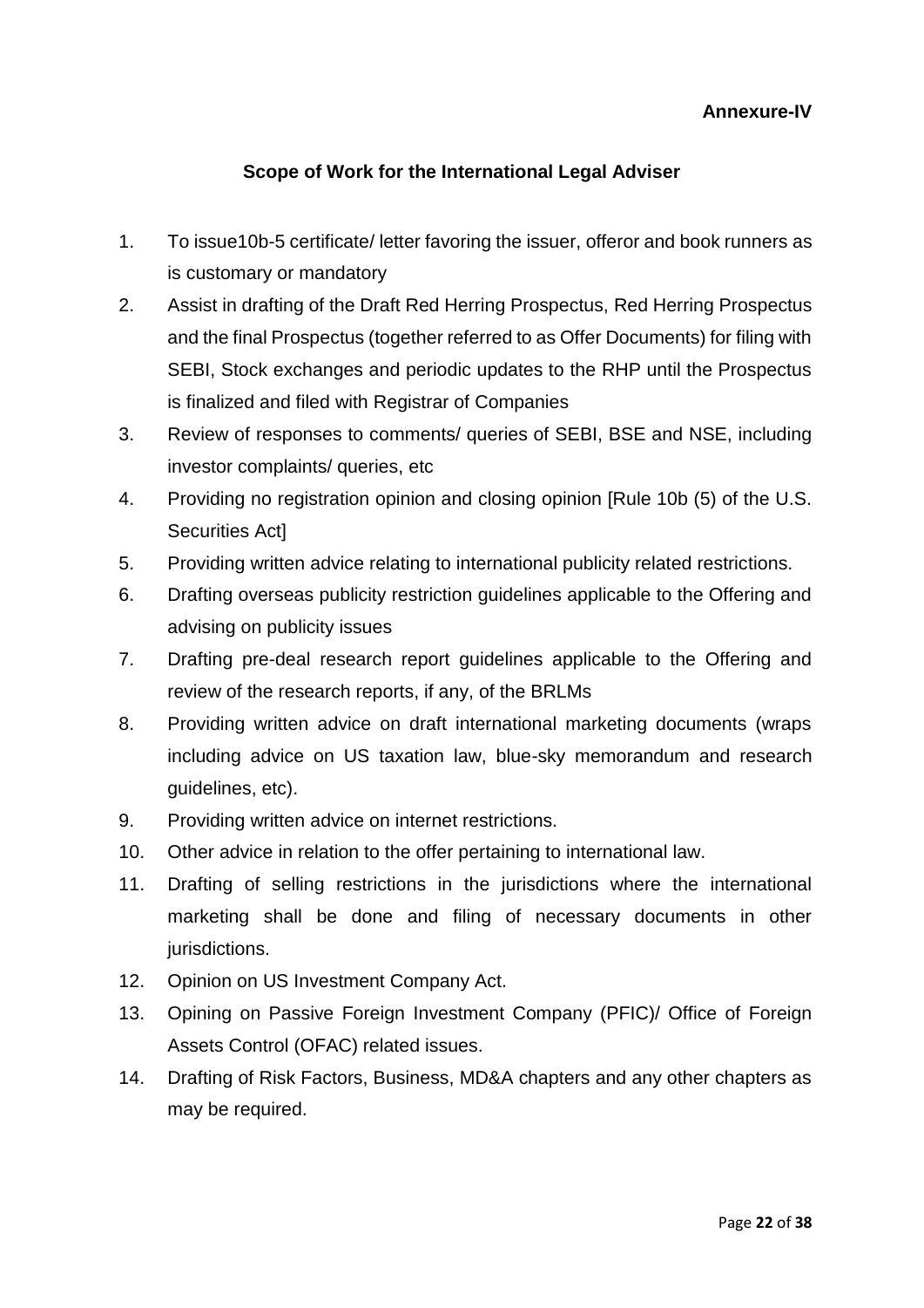**Annexure-IV**

## Scope of Work for the International Legal Adviser

1. To issue10b-5 certificate/ letter favoring the issuer, offeror and book runners as is customary or mandatory
2. Assist in drafting of the Draft Red Herring Prospectus, Red Herring Prospectus and the final Prospectus (together referred to as Offer Documents) for filing with SEBI, Stock exchanges and periodic updates to the RHP until the Prospectus is finalized and filed with Registrar of Companies
3. Review of responses to comments/ queries of SEBI, BSE and NSE, including investor complaints/ queries, etc
4. Providing no registration opinion and closing opinion [Rule 10b (5) of the U.S. Securities Act]
5. Providing written advice relating to international publicity related restrictions.
6. Drafting overseas publicity restriction guidelines applicable to the Offering and advising on publicity issues
7. Drafting pre-deal research report guidelines applicable to the Offering and review of the research reports, if any, of the BRLMs
8. Providing written advice on draft international marketing documents (wraps including advice on US taxation law, blue-sky memorandum and research guidelines, etc).
9. Providing written advice on internet restrictions.
10. Other advice in relation to the offer pertaining to international law.
11. Drafting of selling restrictions in the jurisdictions where the international marketing shall be done and filing of necessary documents in other jurisdictions.
12. Opinion on US Investment Company Act.
13. Opining on Passive Foreign Investment Company (PFIC)/ Office of Foreign Assets Control (OFAC) related issues.
14. Drafting of Risk Factors, Business, MD&A chapters and any other chapters as may be required.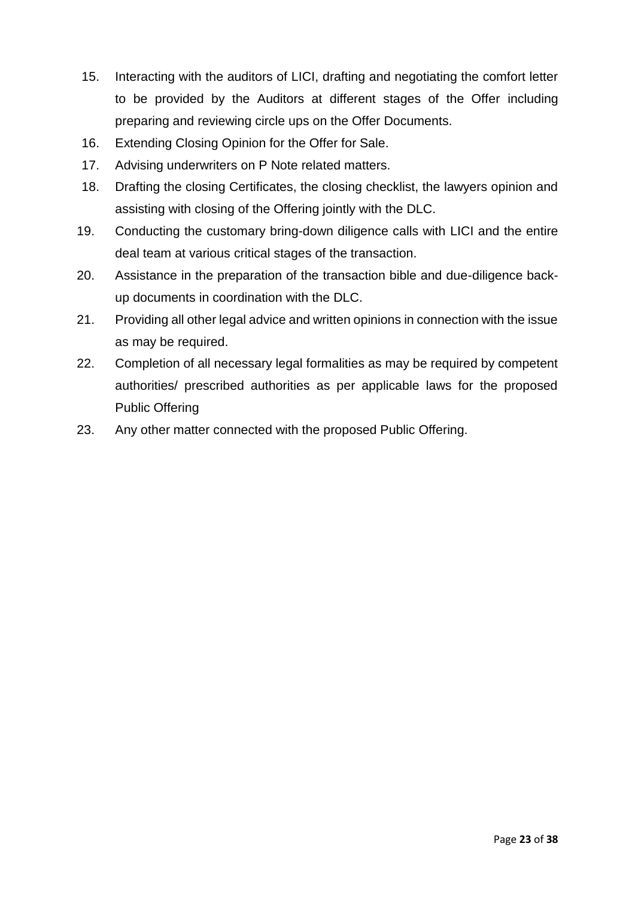15. Interacting with the auditors of LICI, drafting and negotiating the comfort letter to be provided by the Auditors at different stages of the Offer including preparing and reviewing circle ups on the Offer Documents.
16. Extending Closing Opinion for the Offer for Sale.
17. Advising underwriters on P Note related matters.
18. Drafting the closing Certificates, the closing checklist, the lawyers opinion and assisting with closing of the Offering jointly with the DLC.
19. Conducting the customary bring-down diligence calls with LICI and the entire deal team at various critical stages of the transaction.
20. Assistance in the preparation of the transaction bible and due-diligence back-up documents in coordination with the DLC.
21. Providing all other legal advice and written opinions in connection with the issue as may be required.
22. Completion of all necessary legal formalities as may be required by competent authorities/ prescribed authorities as per applicable laws for the proposed Public Offering
23. Any other matter connected with the proposed Public Offering.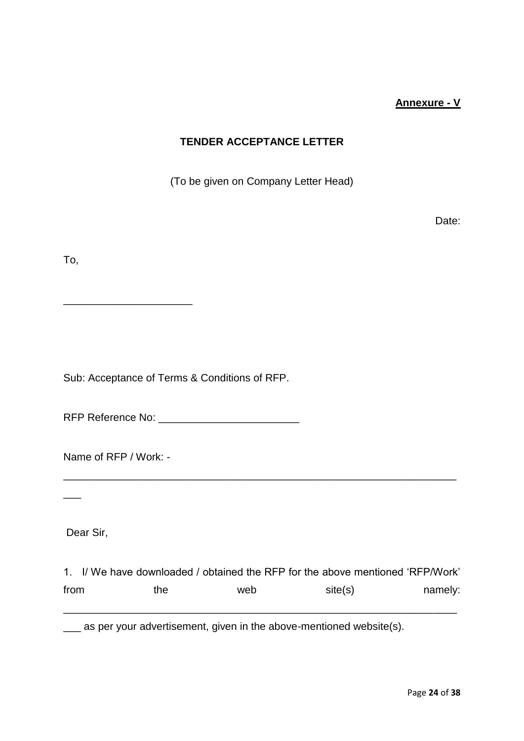**Annexure - V**

**TENDER ACCEPTANCE LETTER**

(To be given on Company Letter Head)

Date:

To,

______________________

Sub: Acceptance of Terms & Conditions of RFP.

RFP Reference No: ________________________

Name of RFP / Work: -

_____________________________________________________________________

___

Dear Sir,

1. I/ We have downloaded / obtained the RFP for the above mentioned 'RFP/Work' from the web site(s) namely: _____________________________________________________________________ ___ as per your advertisement, given in the above-mentioned website(s).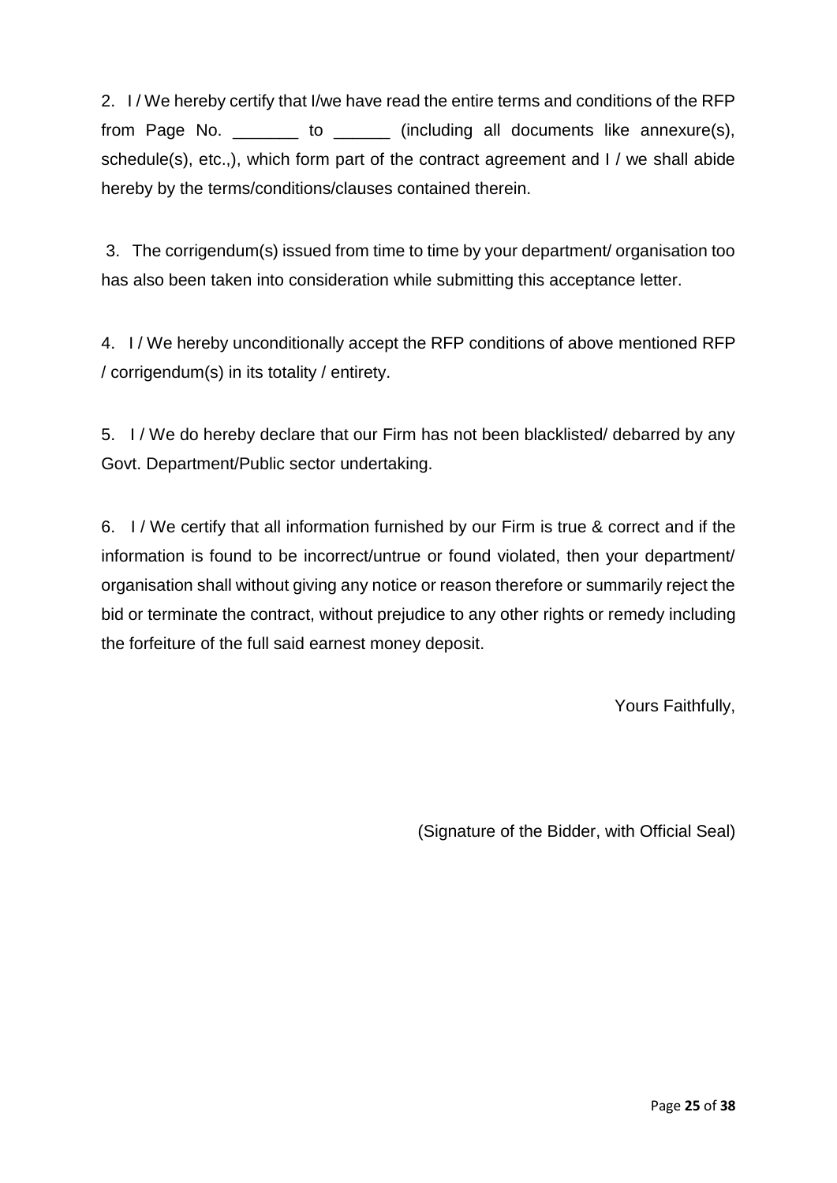2. I / We hereby certify that I/we have read the entire terms and conditions of the RFP from Page No. _______ to ______ (including all documents like annexure(s), schedule(s), etc.,), which form part of the contract agreement and I / we shall abide hereby by the terms/conditions/clauses contained therein.

3. The corrigendum(s) issued from time to time by your department/ organisation too has also been taken into consideration while submitting this acceptance letter.

4. I / We hereby unconditionally accept the RFP conditions of above mentioned RFP / corrigendum(s) in its totality / entirety.

5. I / We do hereby declare that our Firm has not been blacklisted/ debarred by any Govt. Department/Public sector undertaking.

6. I / We certify that all information furnished by our Firm is true & correct and if the information is found to be incorrect/untrue or found violated, then your department/ organisation shall without giving any notice or reason therefore or summarily reject the bid or terminate the contract, without prejudice to any other rights or remedy including the forfeiture of the full said earnest money deposit.

Yours Faithfully,

(Signature of the Bidder, with Official Seal)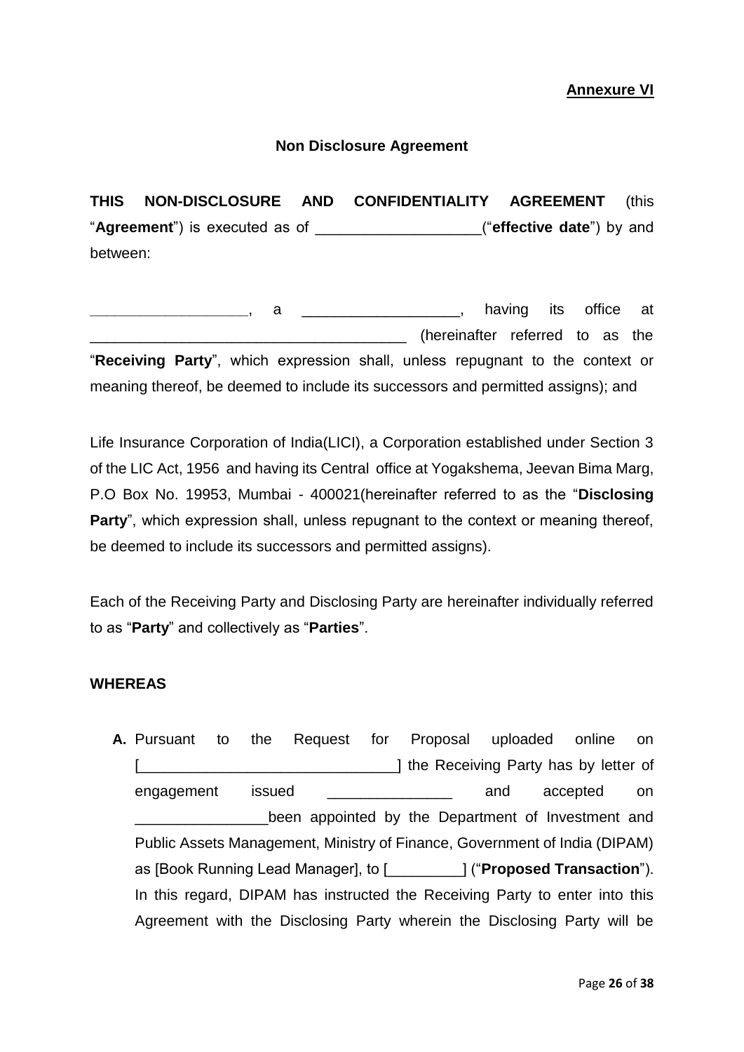**Annexure VI**

**Non Disclosure Agreement**

**THIS NON-DISCLOSURE AND CONFIDENTIALITY AGREEMENT** (this "**Agreement**") is executed as of ____________________("**effective date**") by and between:

___________________, a __________________, having its office at ______________________________________ (hereinafter referred to as the "**Receiving Party**", which expression shall, unless repugnant to the context or meaning thereof, be deemed to include its successors and permitted assigns); and

Life Insurance Corporation of India(LICI), a Corporation established under Section 3 of the LIC Act, 1956 and having its Central office at Yogakshema, Jeevan Bima Marg, P.O Box No. 19953, Mumbai - 400021(hereinafter referred to as the "**Disclosing Party**", which expression shall, unless repugnant to the context or meaning thereof, be deemed to include its successors and permitted assigns).

Each of the Receiving Party and Disclosing Party are hereinafter individually referred to as "**Party**" and collectively as "**Parties**".

**WHEREAS**

**A.** Pursuant to the Request for Proposal uploaded online on [_______________________________] the Receiving Party has by letter of engagement issued _______________ and accepted on ________________been appointed by the Department of Investment and Public Assets Management, Ministry of Finance, Government of India (DIPAM) as [Book Running Lead Manager], to [_________] ("**Proposed Transaction**"). In this regard, DIPAM has instructed the Receiving Party to enter into this Agreement with the Disclosing Party wherein the Disclosing Party will be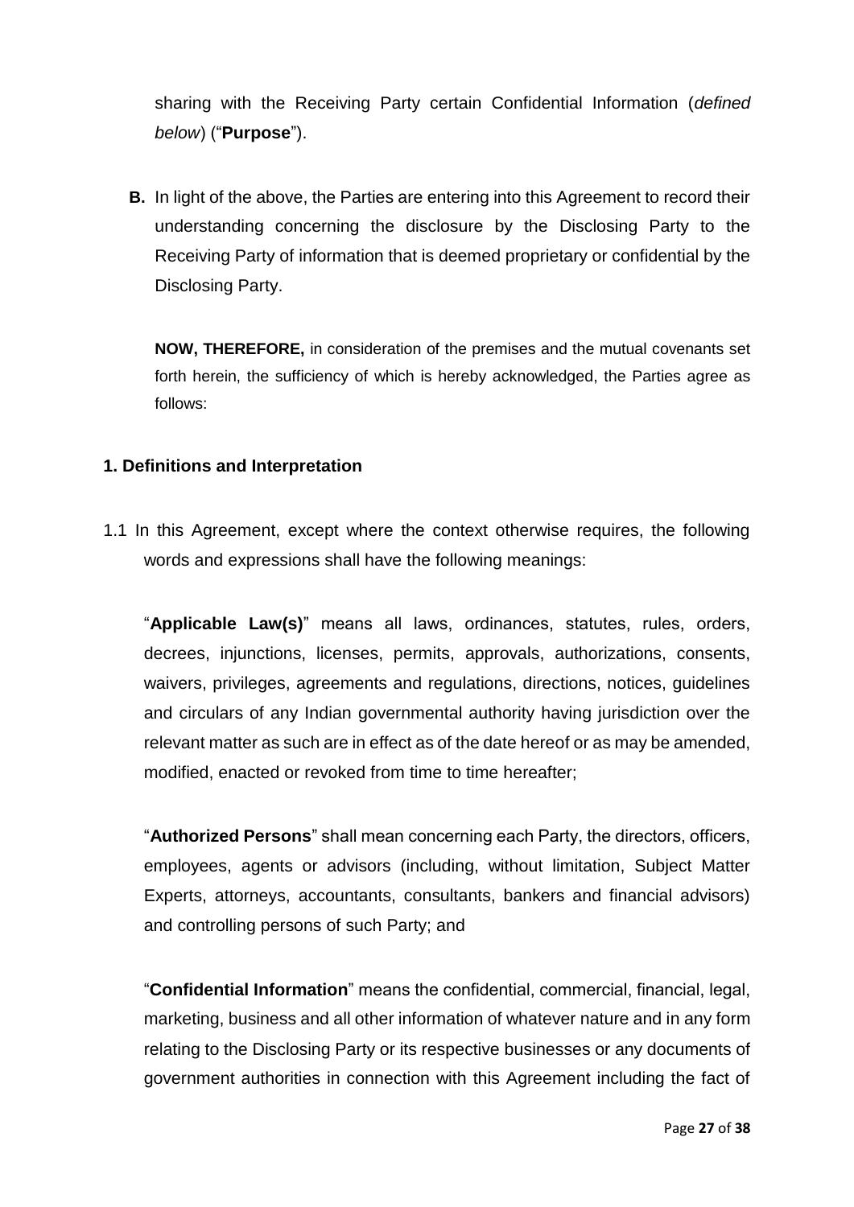sharing with the Receiving Party certain Confidential Information (*defined below*) ("**Purpose**").

**B.** In light of the above, the Parties are entering into this Agreement to record their understanding concerning the disclosure by the Disclosing Party to the Receiving Party of information that is deemed proprietary or confidential by the Disclosing Party.

**NOW, THEREFORE,** in consideration of the premises and the mutual covenants set forth herein, the sufficiency of which is hereby acknowledged, the Parties agree as follows:

### 1. Definitions and Interpretation

1.1 In this Agreement, except where the context otherwise requires, the following words and expressions shall have the following meanings:

"**Applicable Law(s)**" means all laws, ordinances, statutes, rules, orders, decrees, injunctions, licenses, permits, approvals, authorizations, consents, waivers, privileges, agreements and regulations, directions, notices, guidelines and circulars of any Indian governmental authority having jurisdiction over the relevant matter as such are in effect as of the date hereof or as may be amended, modified, enacted or revoked from time to time hereafter;

"**Authorized Persons**" shall mean concerning each Party, the directors, officers, employees, agents or advisors (including, without limitation, Subject Matter Experts, attorneys, accountants, consultants, bankers and financial advisors) and controlling persons of such Party; and

"**Confidential Information**" means the confidential, commercial, financial, legal, marketing, business and all other information of whatever nature and in any form relating to the Disclosing Party or its respective businesses or any documents of government authorities in connection with this Agreement including the fact of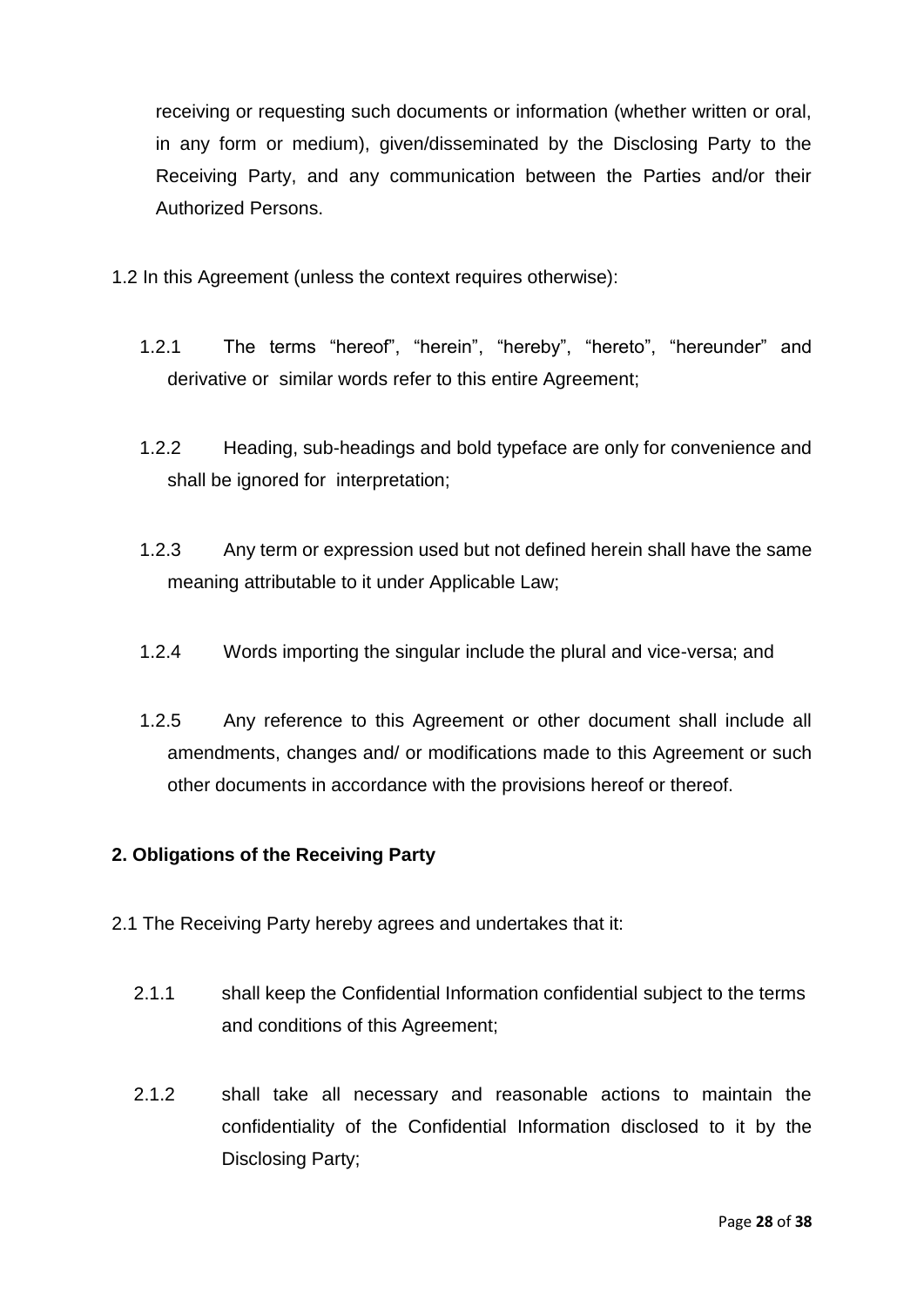receiving or requesting such documents or information (whether written or oral, in any form or medium), given/disseminated by the Disclosing Party to the Receiving Party, and any communication between the Parties and/or their Authorized Persons.

1.2 In this Agreement (unless the context requires otherwise):

1.2.1 The terms "hereof", "herein", "hereby", "hereto", "hereunder" and derivative or similar words refer to this entire Agreement;

1.2.2 Heading, sub-headings and bold typeface are only for convenience and shall be ignored for interpretation;

1.2.3 Any term or expression used but not defined herein shall have the same meaning attributable to it under Applicable Law;

1.2.4 Words importing the singular include the plural and vice-versa; and

1.2.5 Any reference to this Agreement or other document shall include all amendments, changes and/ or modifications made to this Agreement or such other documents in accordance with the provisions hereof or thereof.

**2. Obligations of the Receiving Party**

2.1 The Receiving Party hereby agrees and undertakes that it:

2.1.1 shall keep the Confidential Information confidential subject to the terms and conditions of this Agreement;

2.1.2 shall take all necessary and reasonable actions to maintain the confidentiality of the Confidential Information disclosed to it by the Disclosing Party;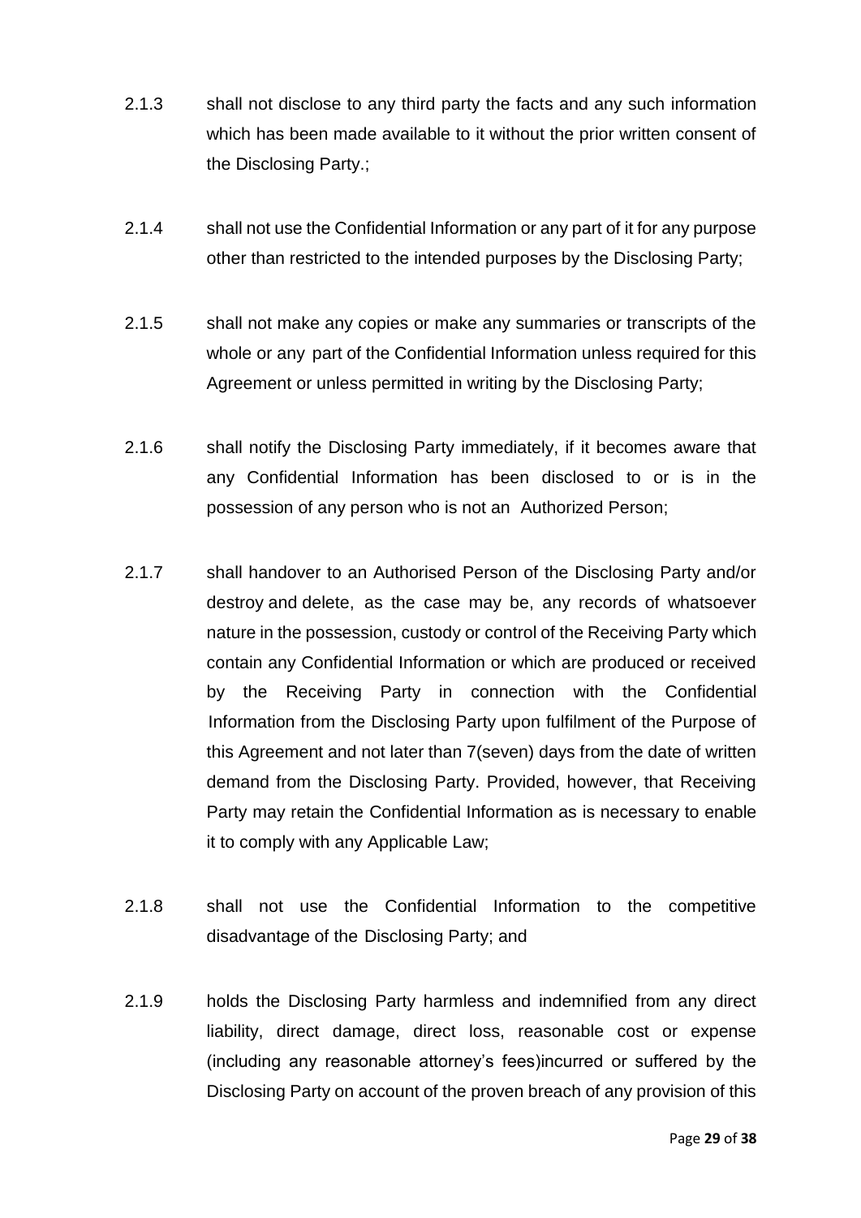2.1.3 shall not disclose to any third party the facts and any such information which has been made available to it without the prior written consent of the Disclosing Party.;

2.1.4 shall not use the Confidential Information or any part of it for any purpose other than restricted to the intended purposes by the Disclosing Party;

2.1.5 shall not make any copies or make any summaries or transcripts of the whole or any part of the Confidential Information unless required for this Agreement or unless permitted in writing by the Disclosing Party;

2.1.6 shall notify the Disclosing Party immediately, if it becomes aware that any Confidential Information has been disclosed to or is in the possession of any person who is not an Authorized Person;

2.1.7 shall handover to an Authorised Person of the Disclosing Party and/or destroy and delete, as the case may be, any records of whatsoever nature in the possession, custody or control of the Receiving Party which contain any Confidential Information or which are produced or received by the Receiving Party in connection with the Confidential Information from the Disclosing Party upon fulfilment of the Purpose of this Agreement and not later than 7(seven) days from the date of written demand from the Disclosing Party. Provided, however, that Receiving Party may retain the Confidential Information as is necessary to enable it to comply with any Applicable Law;

2.1.8 shall not use the Confidential Information to the competitive disadvantage of the Disclosing Party; and

2.1.9 holds the Disclosing Party harmless and indemnified from any direct liability, direct damage, direct loss, reasonable cost or expense (including any reasonable attorney's fees)incurred or suffered by the Disclosing Party on account of the proven breach of any provision of this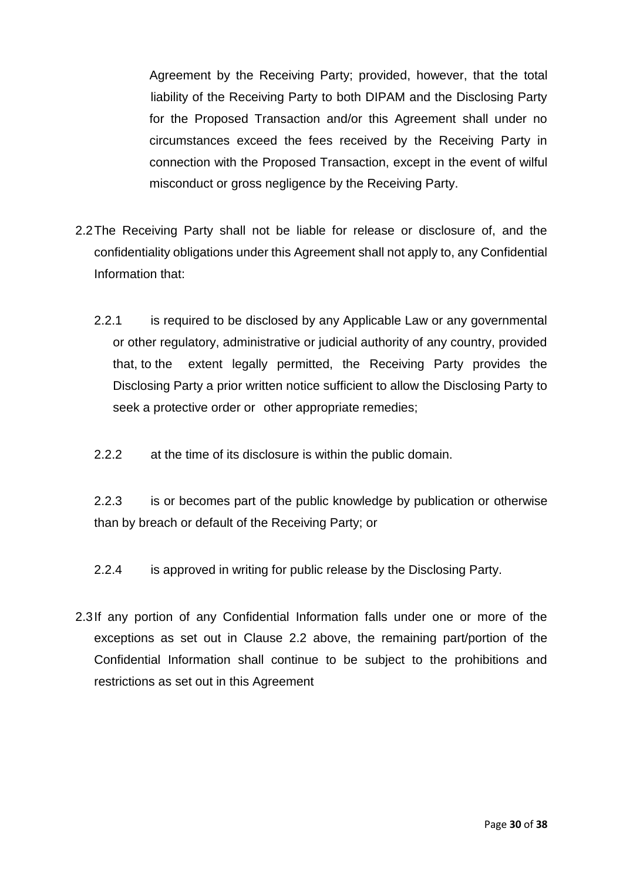Agreement by the Receiving Party; provided, however, that the total liability of the Receiving Party to both DIPAM and the Disclosing Party for the Proposed Transaction and/or this Agreement shall under no circumstances exceed the fees received by the Receiving Party in connection with the Proposed Transaction, except in the event of wilful misconduct or gross negligence by the Receiving Party.

2.2 The Receiving Party shall not be liable for release or disclosure of, and the confidentiality obligations under this Agreement shall not apply to, any Confidential Information that:

2.2.1 is required to be disclosed by any Applicable Law or any governmental or other regulatory, administrative or judicial authority of any country, provided that, to the extent legally permitted, the Receiving Party provides the Disclosing Party a prior written notice sufficient to allow the Disclosing Party to seek a protective order or other appropriate remedies;

2.2.2 at the time of its disclosure is within the public domain.

2.2.3 is or becomes part of the public knowledge by publication or otherwise than by breach or default of the Receiving Party; or

2.2.4 is approved in writing for public release by the Disclosing Party.

2.3 If any portion of any Confidential Information falls under one or more of the exceptions as set out in Clause 2.2 above, the remaining part/portion of the Confidential Information shall continue to be subject to the prohibitions and restrictions as set out in this Agreement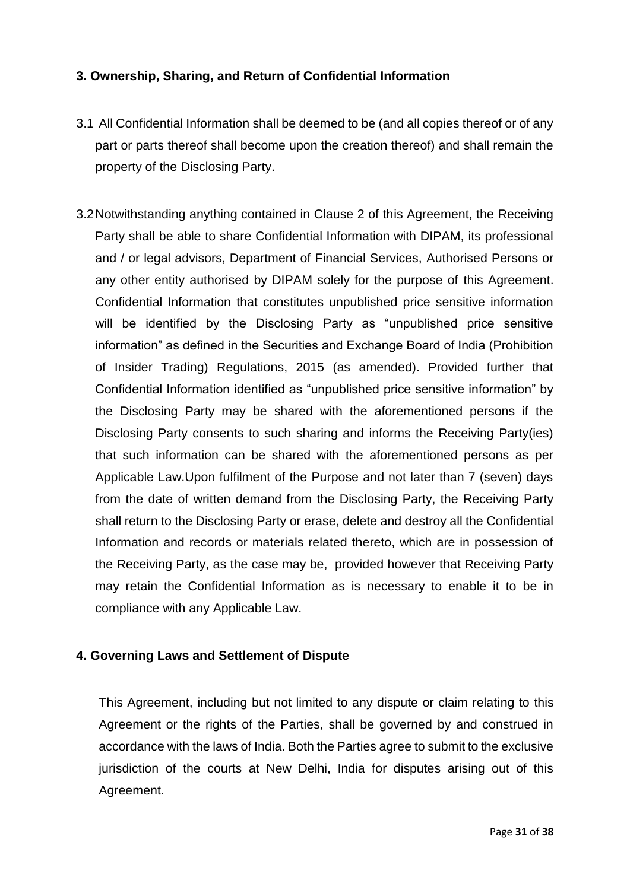**3. Ownership, Sharing, and Return of Confidential Information**

3.1 All Confidential Information shall be deemed to be (and all copies thereof or of any part or parts thereof shall become upon the creation thereof) and shall remain the property of the Disclosing Party.

3.2 Notwithstanding anything contained in Clause 2 of this Agreement, the Receiving Party shall be able to share Confidential Information with DIPAM, its professional and / or legal advisors, Department of Financial Services, Authorised Persons or any other entity authorised by DIPAM solely for the purpose of this Agreement. Confidential Information that constitutes unpublished price sensitive information will be identified by the Disclosing Party as "unpublished price sensitive information" as defined in the Securities and Exchange Board of India (Prohibition of Insider Trading) Regulations, 2015 (as amended). Provided further that Confidential Information identified as "unpublished price sensitive information" by the Disclosing Party may be shared with the aforementioned persons if the Disclosing Party consents to such sharing and informs the Receiving Party(ies) that such information can be shared with the aforementioned persons as per Applicable Law.Upon fulfilment of the Purpose and not later than 7 (seven) days from the date of written demand from the Disclosing Party, the Receiving Party shall return to the Disclosing Party or erase, delete and destroy all the Confidential Information and records or materials related thereto, which are in possession of the Receiving Party, as the case may be, provided however that Receiving Party may retain the Confidential Information as is necessary to enable it to be in compliance with any Applicable Law.

**4. Governing Laws and Settlement of Dispute**

This Agreement, including but not limited to any dispute or claim relating to this Agreement or the rights of the Parties, shall be governed by and construed in accordance with the laws of India. Both the Parties agree to submit to the exclusive jurisdiction of the courts at New Delhi, India for disputes arising out of this Agreement.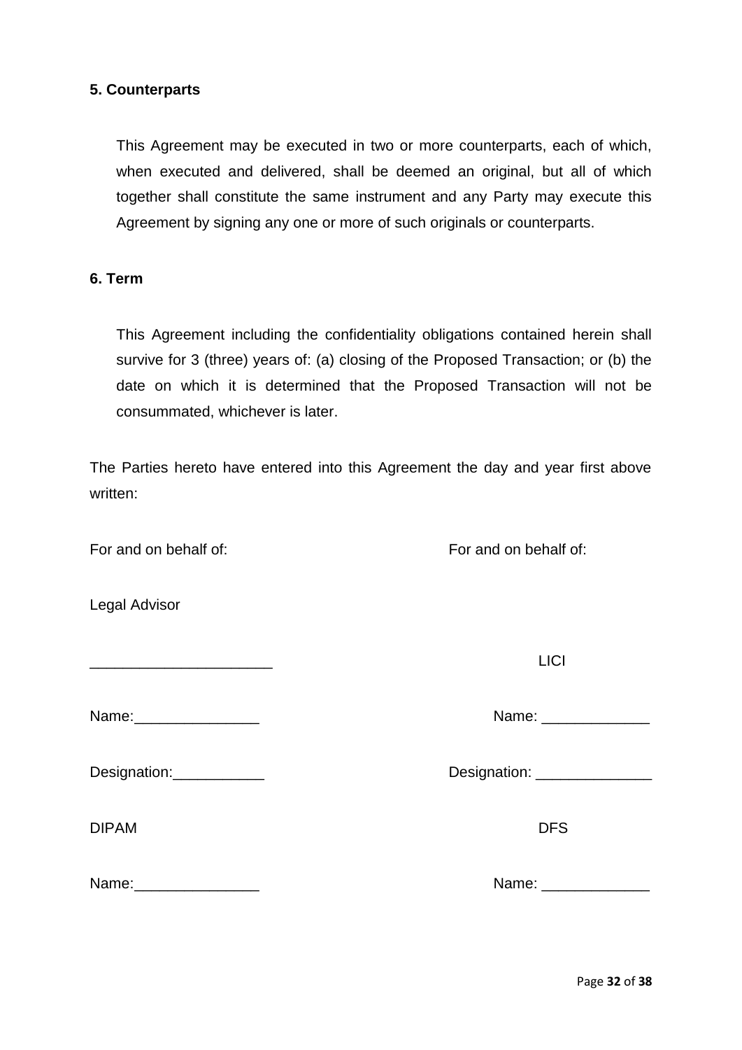**5. Counterparts**

This Agreement may be executed in two or more counterparts, each of which, when executed and delivered, shall be deemed an original, but all of which together shall constitute the same instrument and any Party may execute this Agreement by signing any one or more of such originals or counterparts.

**6. Term**

This Agreement including the confidentiality obligations contained herein shall survive for 3 (three) years of: (a) closing of the Proposed Transaction; or (b) the date on which it is determined that the Proposed Transaction will not be consummated, whichever is later.

The Parties hereto have entered into this Agreement the day and year first above written:

| | |
|---|---|
| For and on behalf of: | For and on behalf of: |
| Legal Advisor | |
| ______________________ | LICI |
| Name:_______________ | Name: _____________ |
| Designation:___________ | Designation: ______________ |
| DIPAM | DFS |
| Name:_______________ | Name: _____________ |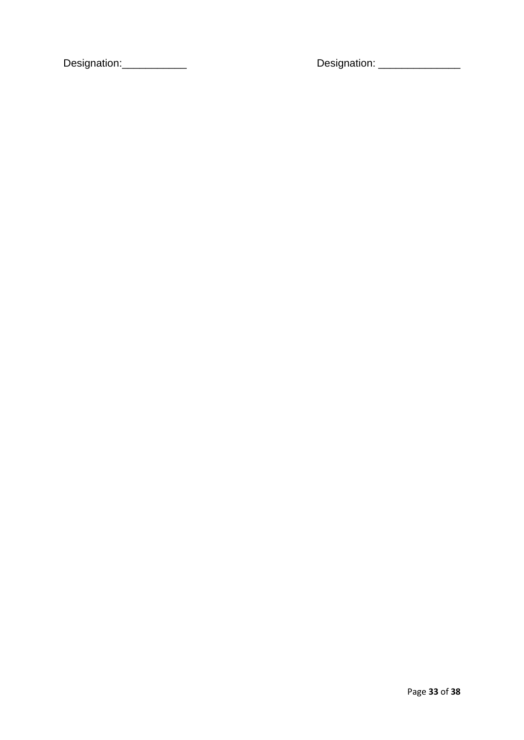Designation:___________ Designation: ______________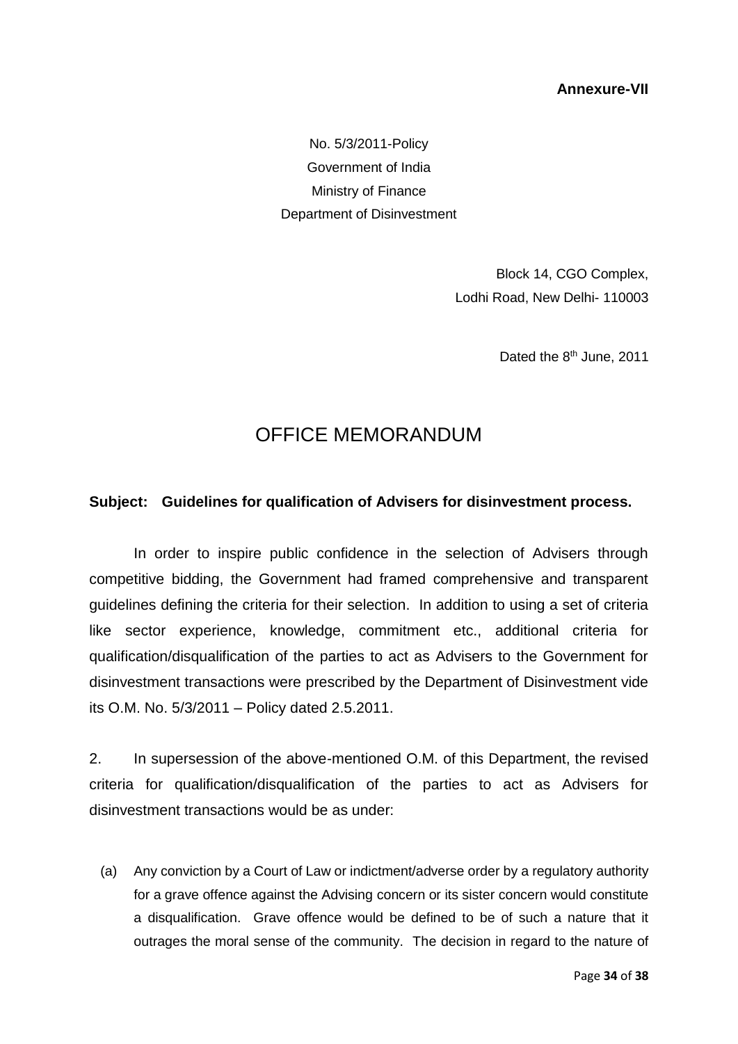**Annexure-VII**

No. 5/3/2011-Policy
Government of India
Ministry of Finance
Department of Disinvestment

Block 14, CGO Complex,
Lodhi Road, New Delhi- 110003

Dated the 8th June, 2011

# OFFICE MEMORANDUM

**Subject: Guidelines for qualification of Advisers for disinvestment process.**

In order to inspire public confidence in the selection of Advisers through competitive bidding, the Government had framed comprehensive and transparent guidelines defining the criteria for their selection. In addition to using a set of criteria like sector experience, knowledge, commitment etc., additional criteria for qualification/disqualification of the parties to act as Advisers to the Government for disinvestment transactions were prescribed by the Department of Disinvestment vide its O.M. No. 5/3/2011 – Policy dated 2.5.2011.

2. In supersession of the above-mentioned O.M. of this Department, the revised criteria for qualification/disqualification of the parties to act as Advisers for disinvestment transactions would be as under:

(a) Any conviction by a Court of Law or indictment/adverse order by a regulatory authority for a grave offence against the Advising concern or its sister concern would constitute a disqualification. Grave offence would be defined to be of such a nature that it outrages the moral sense of the community. The decision in regard to the nature of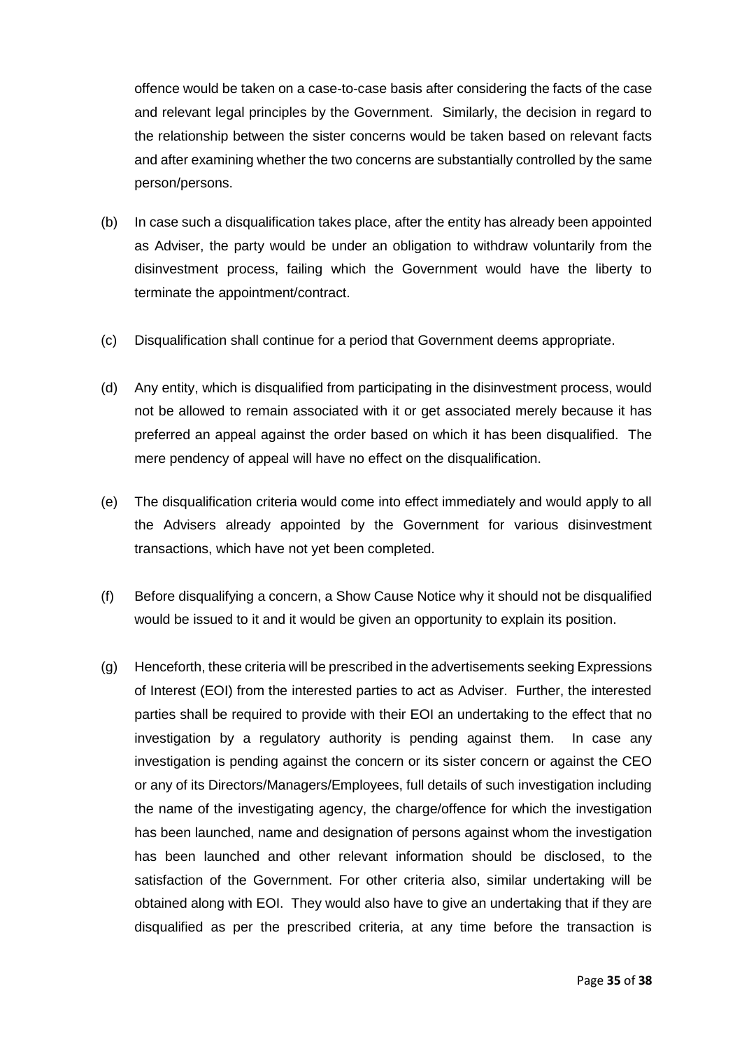offence would be taken on a case-to-case basis after considering the facts of the case and relevant legal principles by the Government. Similarly, the decision in regard to the relationship between the sister concerns would be taken based on relevant facts and after examining whether the two concerns are substantially controlled by the same person/persons.

(b) In case such a disqualification takes place, after the entity has already been appointed as Adviser, the party would be under an obligation to withdraw voluntarily from the disinvestment process, failing which the Government would have the liberty to terminate the appointment/contract.

(c) Disqualification shall continue for a period that Government deems appropriate.

(d) Any entity, which is disqualified from participating in the disinvestment process, would not be allowed to remain associated with it or get associated merely because it has preferred an appeal against the order based on which it has been disqualified. The mere pendency of appeal will have no effect on the disqualification.

(e) The disqualification criteria would come into effect immediately and would apply to all the Advisers already appointed by the Government for various disinvestment transactions, which have not yet been completed.

(f) Before disqualifying a concern, a Show Cause Notice why it should not be disqualified would be issued to it and it would be given an opportunity to explain its position.

(g) Henceforth, these criteria will be prescribed in the advertisements seeking Expressions of Interest (EOI) from the interested parties to act as Adviser. Further, the interested parties shall be required to provide with their EOI an undertaking to the effect that no investigation by a regulatory authority is pending against them. In case any investigation is pending against the concern or its sister concern or against the CEO or any of its Directors/Managers/Employees, full details of such investigation including the name of the investigating agency, the charge/offence for which the investigation has been launched, name and designation of persons against whom the investigation has been launched and other relevant information should be disclosed, to the satisfaction of the Government. For other criteria also, similar undertaking will be obtained along with EOI. They would also have to give an undertaking that if they are disqualified as per the prescribed criteria, at any time before the transaction is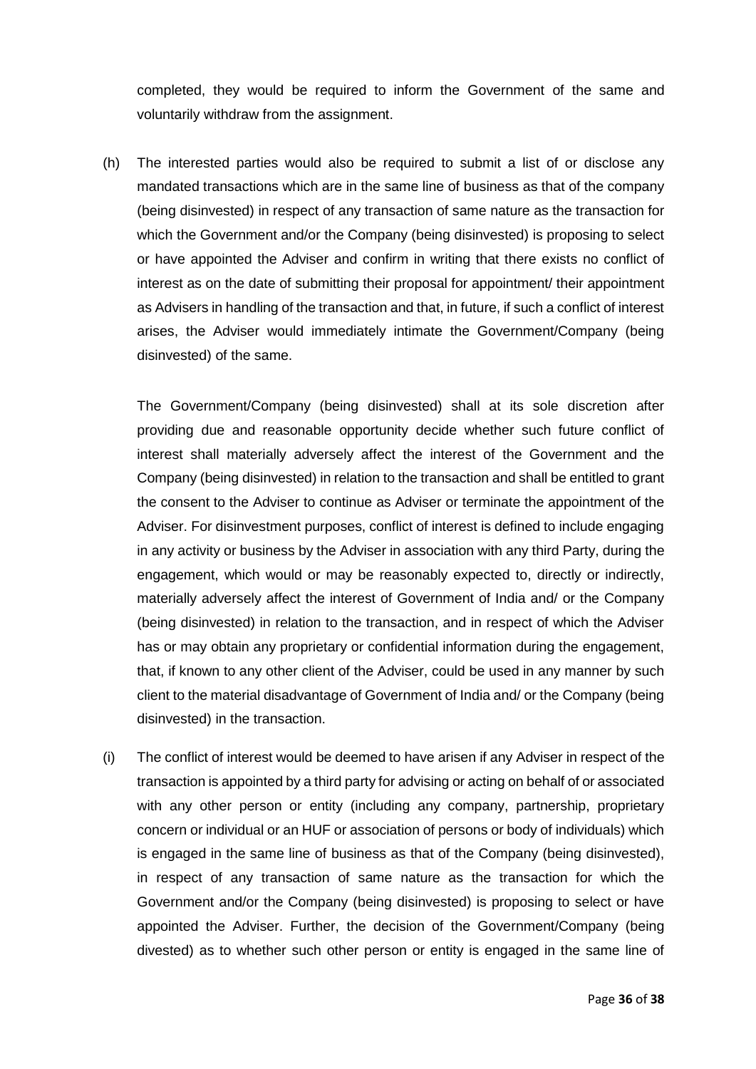completed, they would be required to inform the Government of the same and voluntarily withdraw from the assignment.

(h) The interested parties would also be required to submit a list of or disclose any mandated transactions which are in the same line of business as that of the company (being disinvested) in respect of any transaction of same nature as the transaction for which the Government and/or the Company (being disinvested) is proposing to select or have appointed the Adviser and confirm in writing that there exists no conflict of interest as on the date of submitting their proposal for appointment/ their appointment as Advisers in handling of the transaction and that, in future, if such a conflict of interest arises, the Adviser would immediately intimate the Government/Company (being disinvested) of the same.

The Government/Company (being disinvested) shall at its sole discretion after providing due and reasonable opportunity decide whether such future conflict of interest shall materially adversely affect the interest of the Government and the Company (being disinvested) in relation to the transaction and shall be entitled to grant the consent to the Adviser to continue as Adviser or terminate the appointment of the Adviser. For disinvestment purposes, conflict of interest is defined to include engaging in any activity or business by the Adviser in association with any third Party, during the engagement, which would or may be reasonably expected to, directly or indirectly, materially adversely affect the interest of Government of India and/ or the Company (being disinvested) in relation to the transaction, and in respect of which the Adviser has or may obtain any proprietary or confidential information during the engagement, that, if known to any other client of the Adviser, could be used in any manner by such client to the material disadvantage of Government of India and/ or the Company (being disinvested) in the transaction.

(i) The conflict of interest would be deemed to have arisen if any Adviser in respect of the transaction is appointed by a third party for advising or acting on behalf of or associated with any other person or entity (including any company, partnership, proprietary concern or individual or an HUF or association of persons or body of individuals) which is engaged in the same line of business as that of the Company (being disinvested), in respect of any transaction of same nature as the transaction for which the Government and/or the Company (being disinvested) is proposing to select or have appointed the Adviser. Further, the decision of the Government/Company (being divested) as to whether such other person or entity is engaged in the same line of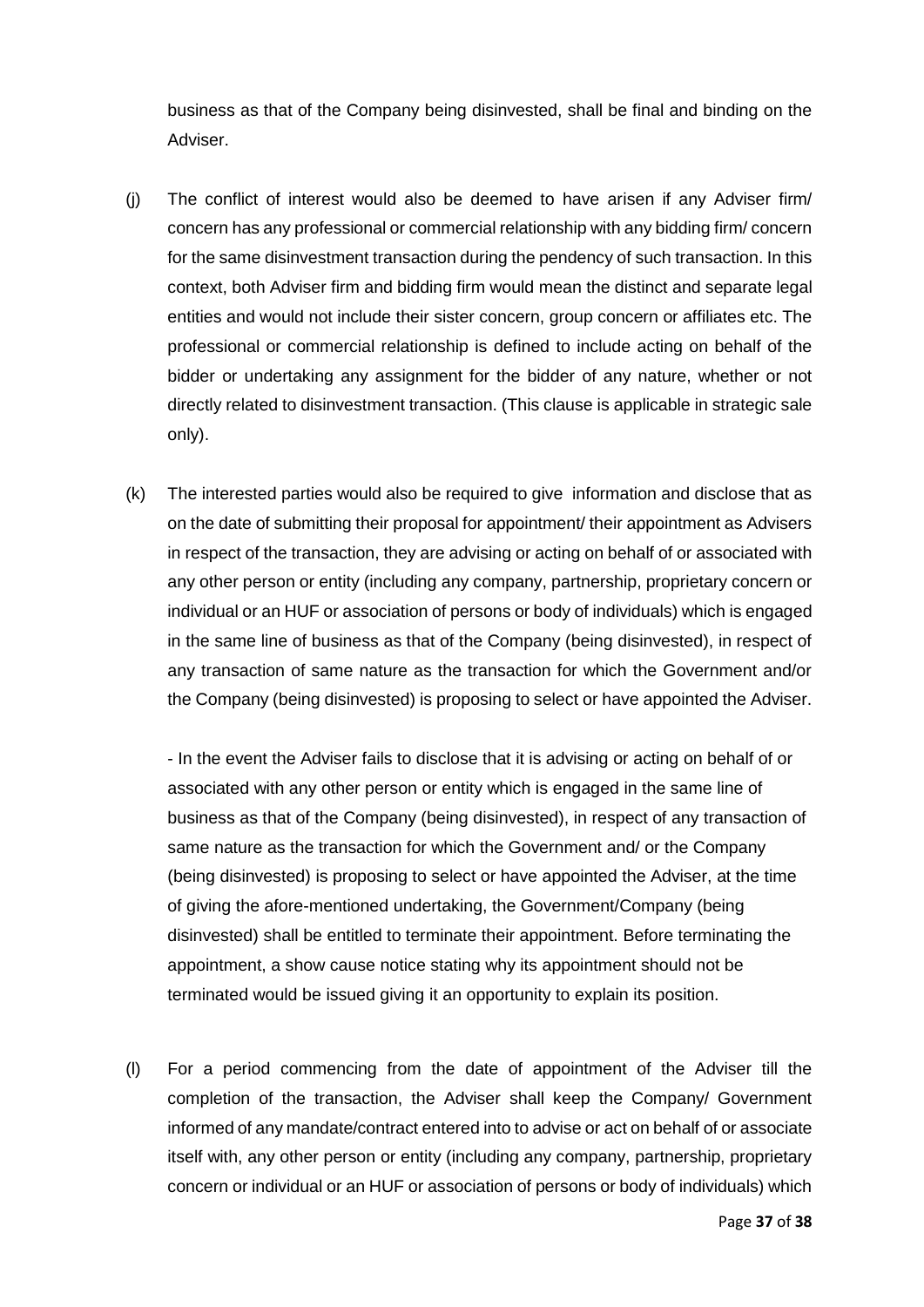business as that of the Company being disinvested, shall be final and binding on the Adviser.

(j) The conflict of interest would also be deemed to have arisen if any Adviser firm/ concern has any professional or commercial relationship with any bidding firm/ concern for the same disinvestment transaction during the pendency of such transaction. In this context, both Adviser firm and bidding firm would mean the distinct and separate legal entities and would not include their sister concern, group concern or affiliates etc. The professional or commercial relationship is defined to include acting on behalf of the bidder or undertaking any assignment for the bidder of any nature, whether or not directly related to disinvestment transaction. (This clause is applicable in strategic sale only).

(k) The interested parties would also be required to give information and disclose that as on the date of submitting their proposal for appointment/ their appointment as Advisers in respect of the transaction, they are advising or acting on behalf of or associated with any other person or entity (including any company, partnership, proprietary concern or individual or an HUF or association of persons or body of individuals) which is engaged in the same line of business as that of the Company (being disinvested), in respect of any transaction of same nature as the transaction for which the Government and/or the Company (being disinvested) is proposing to select or have appointed the Adviser.

- In the event the Adviser fails to disclose that it is advising or acting on behalf of or associated with any other person or entity which is engaged in the same line of business as that of the Company (being disinvested), in respect of any transaction of same nature as the transaction for which the Government and/ or the Company (being disinvested) is proposing to select or have appointed the Adviser, at the time of giving the afore-mentioned undertaking, the Government/Company (being disinvested) shall be entitled to terminate their appointment. Before terminating the appointment, a show cause notice stating why its appointment should not be terminated would be issued giving it an opportunity to explain its position.

(l) For a period commencing from the date of appointment of the Adviser till the completion of the transaction, the Adviser shall keep the Company/ Government informed of any mandate/contract entered into to advise or act on behalf of or associate itself with, any other person or entity (including any company, partnership, proprietary concern or individual or an HUF or association of persons or body of individuals) which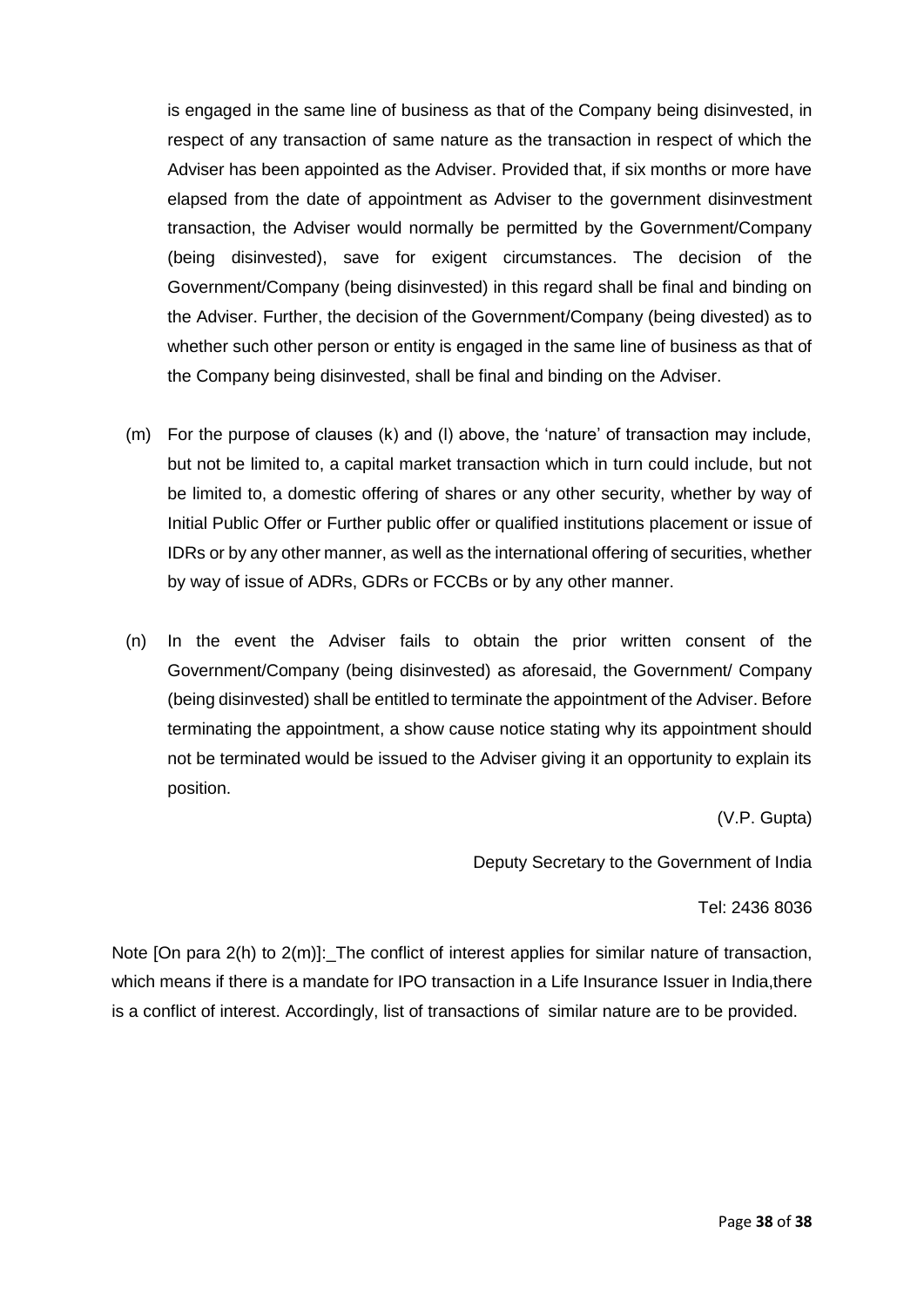is engaged in the same line of business as that of the Company being disinvested, in respect of any transaction of same nature as the transaction in respect of which the Adviser has been appointed as the Adviser. Provided that, if six months or more have elapsed from the date of appointment as Adviser to the government disinvestment transaction, the Adviser would normally be permitted by the Government/Company (being disinvested), save for exigent circumstances. The decision of the Government/Company (being disinvested) in this regard shall be final and binding on the Adviser. Further, the decision of the Government/Company (being divested) as to whether such other person or entity is engaged in the same line of business as that of the Company being disinvested, shall be final and binding on the Adviser.

(m) For the purpose of clauses (k) and (l) above, the 'nature' of transaction may include, but not be limited to, a capital market transaction which in turn could include, but not be limited to, a domestic offering of shares or any other security, whether by way of Initial Public Offer or Further public offer or qualified institutions placement or issue of IDRs or by any other manner, as well as the international offering of securities, whether by way of issue of ADRs, GDRs or FCCBs or by any other manner.

(n) In the event the Adviser fails to obtain the prior written consent of the Government/Company (being disinvested) as aforesaid, the Government/ Company (being disinvested) shall be entitled to terminate the appointment of the Adviser. Before terminating the appointment, a show cause notice stating why its appointment should not be terminated would be issued to the Adviser giving it an opportunity to explain its position.

(V.P. Gupta)

Deputy Secretary to the Government of India

Tel: 2436 8036

Note [On para 2(h) to 2(m)]: The conflict of interest applies for similar nature of transaction, which means if there is a mandate for IPO transaction in a Life Insurance Issuer in India,there is a conflict of interest. Accordingly, list of transactions of similar nature are to be provided.